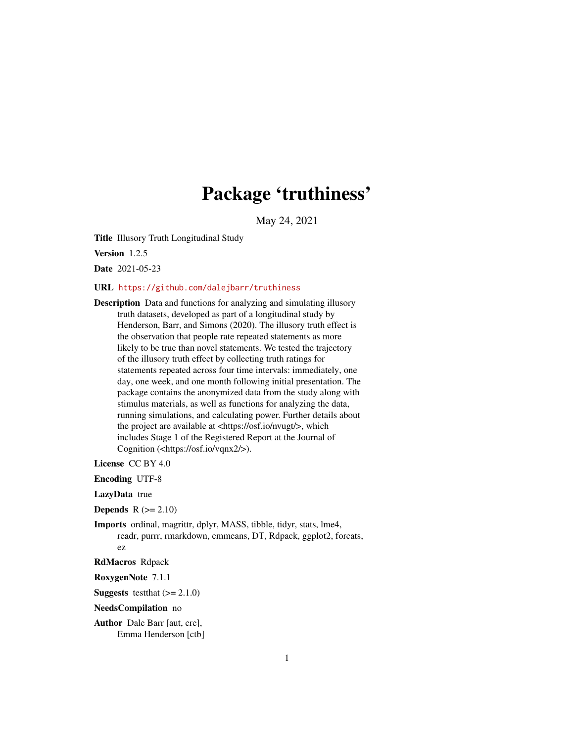# Package 'truthiness'

May 24, 2021

**Title** Illusory Truth Longitudinal Study

**Version** 1.2.5

**Date** 2021-05-23

**URL** https://github.com/dalejbarr/truthiness

**Description** Data and functions for analyzing and simulating illusory truth datasets, developed as part of a longitudinal study by Henderson, Barr, and Simons (2020). The illusory truth effect is the observation that people rate repeated statements as more likely to be true than novel statements. We tested the trajectory of the illusory truth effect by collecting truth ratings for statements repeated across four time intervals: immediately, one day, one week, and one month following initial presentation. The package contains the anonymized data from the study along with stimulus materials, as well as functions for analyzing the data, running simulations, and calculating power. Further details about the project are available at <https://osf.io/nvugt/>, which includes Stage 1 of the Registered Report at the Journal of Cognition (<https://osf.io/vqnx2/>).

**License** CC BY 4.0

**Encoding** UTF-8

**LazyData** true

**Depends** R (>= 2.10)

**Imports** ordinal, magrittr, dplyr, MASS, tibble, tidyr, stats, lme4, readr, purrr, rmarkdown, emmeans, DT, Rdpack, ggplot2, forcats, ez

**RdMacros** Rdpack

**RoxygenNote** 7.1.1

**Suggests** testthat (>= 2.1.0)

**NeedsCompilation** no

**Author** Dale Barr [aut, cre], Emma Henderson [ctb]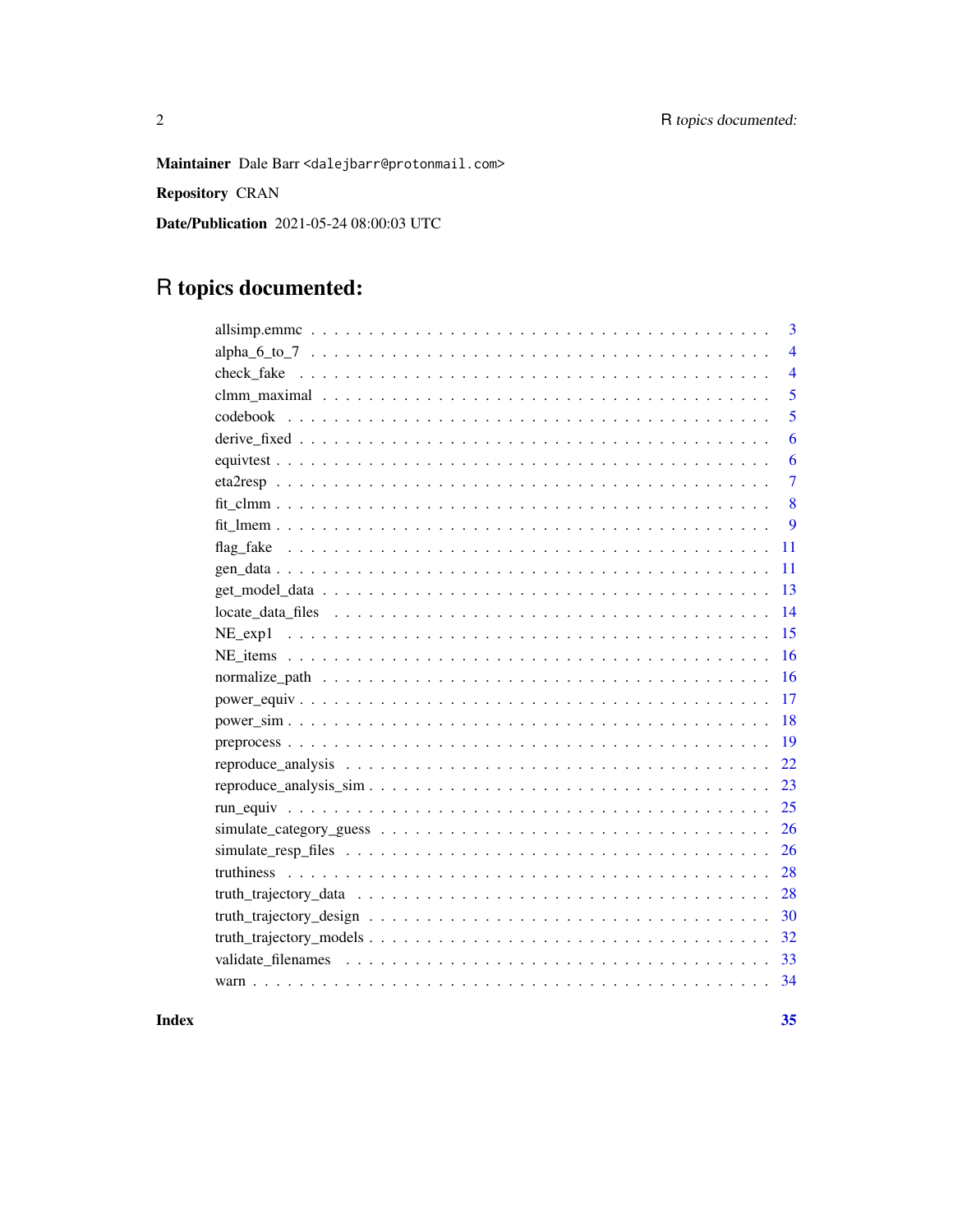**Maintainer** Dale Barr <dalejbarr@protonmail.com>

**Repository** CRAN

**Date/Publication** 2021-05-24 08:00:03 UTC

# R topics documented:

| | |
|---|---|
| allsimp.emmc | 3 |
| alpha_6_to_7 | 4 |
| check_fake | 4 |
| clmm_maximal | 5 |
| codebook | 5 |
| derive_fixed | 6 |
| equivtest | 6 |
| eta2resp | 7 |
| fit_clmm | 8 |
| fit_lmem | 9 |
| flag_fake | 11 |
| gen_data | 11 |
| get_model_data | 13 |
| locate_data_files | 14 |
| NE_exp1 | 15 |
| NE_items | 16 |
| normalize_path | 16 |
| power_equiv | 17 |
| power_sim | 18 |
| preprocess | 19 |
| reproduce_analysis | 22 |
| reproduce_analysis_sim | 23 |
| run_equiv | 25 |
| simulate_category_guess | 26 |
| simulate_resp_files | 26 |
| truthiness | 28 |
| truth_trajectory_data | 28 |
| truth_trajectory_design | 30 |
| truth_trajectory_models | 32 |
| validate_filenames | 33 |
| warn | 34 |

**Index** **35**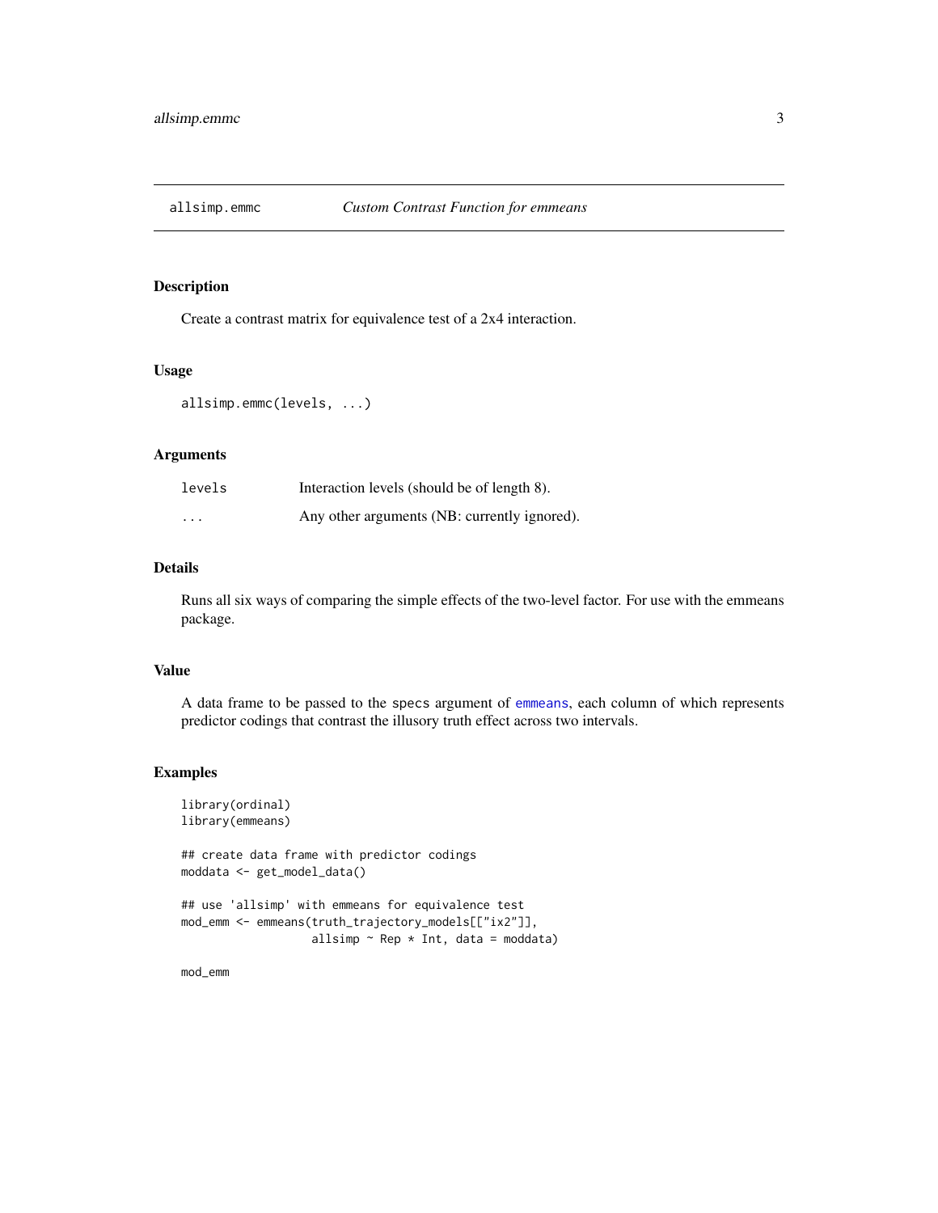## allsimp.emmc — *Custom Contrast Function for emmeans*

### Description

Create a contrast matrix for equivalence test of a 2x4 interaction.

### Usage

```
allsimp.emmc(levels, ...)
```

### Arguments

| | |
|---|---|
| `levels` | Interaction levels (should be of length 8). |
| `...` | Any other arguments (NB: currently ignored). |

### Details

Runs all six ways of comparing the simple effects of the two-level factor. For use with the emmeans package.

### Value

A data frame to be passed to the `specs` argument of `emmeans`, each column of which represents predictor codings that contrast the illusory truth effect across two intervals.

### Examples

```
library(ordinal)
library(emmeans)

## create data frame with predictor codings
moddata <- get_model_data()

## use 'allsimp' with emmeans for equivalence test
mod_emm <- emmeans(truth_trajectory_models[["ix2"]],
                   allsimp ~ Rep * Int, data = moddata)

mod_emm
```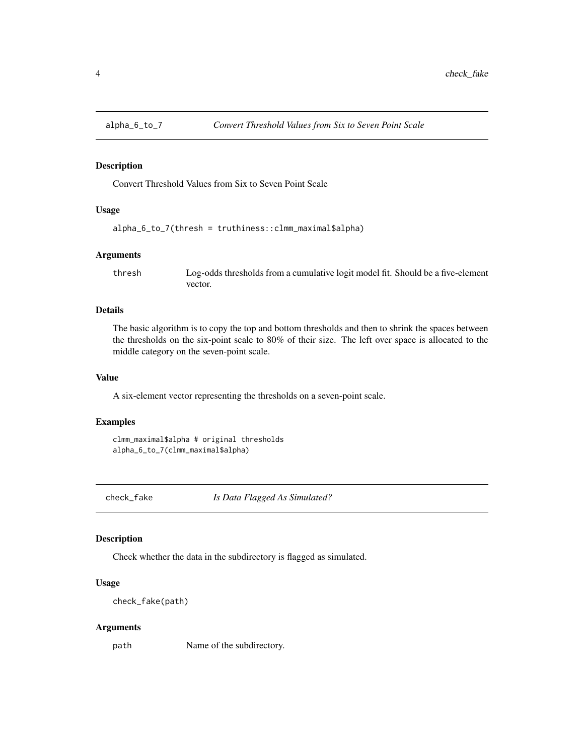## alpha_6_to_7 *Convert Threshold Values from Six to Seven Point Scale*

### Description

Convert Threshold Values from Six to Seven Point Scale

### Usage

```
alpha_6_to_7(thresh = truthiness::clmm_maximal$alpha)
```

### Arguments

| | |
|---|---|
| thresh | Log-odds thresholds from a cumulative logit model fit. Should be a five-element vector. |

### Details

The basic algorithm is to copy the top and bottom thresholds and then to shrink the spaces between the thresholds on the six-point scale to 80% of their size. The left over space is allocated to the middle category on the seven-point scale.

### Value

A six-element vector representing the thresholds on a seven-point scale.

### Examples

```
clmm_maximal$alpha # original thresholds
alpha_6_to_7(clmm_maximal$alpha)
```

## check_fake *Is Data Flagged As Simulated?*

### Description

Check whether the data in the subdirectory is flagged as simulated.

### Usage

```
check_fake(path)
```

### Arguments

| | |
|---|---|
| path | Name of the subdirectory. |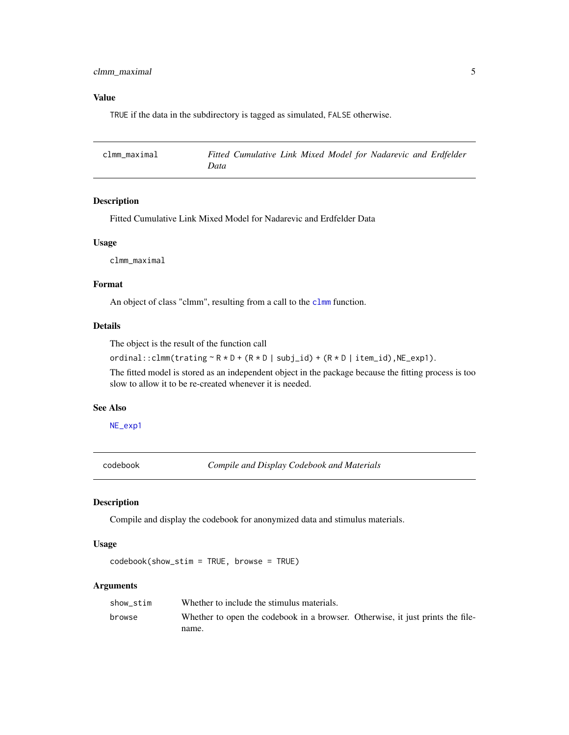### Value

TRUE if the data in the subdirectory is tagged as simulated, FALSE otherwise.

---

## clmm_maximal — *Fitted Cumulative Link Mixed Model for Nadarevic and Erdfelder Data*

### Description

Fitted Cumulative Link Mixed Model for Nadarevic and Erdfelder Data

### Usage

```
clmm_maximal
```

### Format

An object of class "clmm", resulting from a call to the `clmm` function.

### Details

The object is the result of the function call

`ordinal::clmm(trating ~ R * D + (R * D | subj_id) + (R * D | item_id),NE_exp1)`.

The fitted model is stored as an independent object in the package because the fitting process is too slow to allow it to be re-created whenever it is needed.

### See Also

`NE_exp1`

---

## codebook — *Compile and Display Codebook and Materials*

### Description

Compile and display the codebook for anonymized data and stimulus materials.

### Usage

```
codebook(show_stim = TRUE, browse = TRUE)
```

### Arguments

| | |
|---|---|
| show_stim | Whether to include the stimulus materials. |
| browse | Whether to open the codebook in a browser. Otherwise, it just prints the filename. |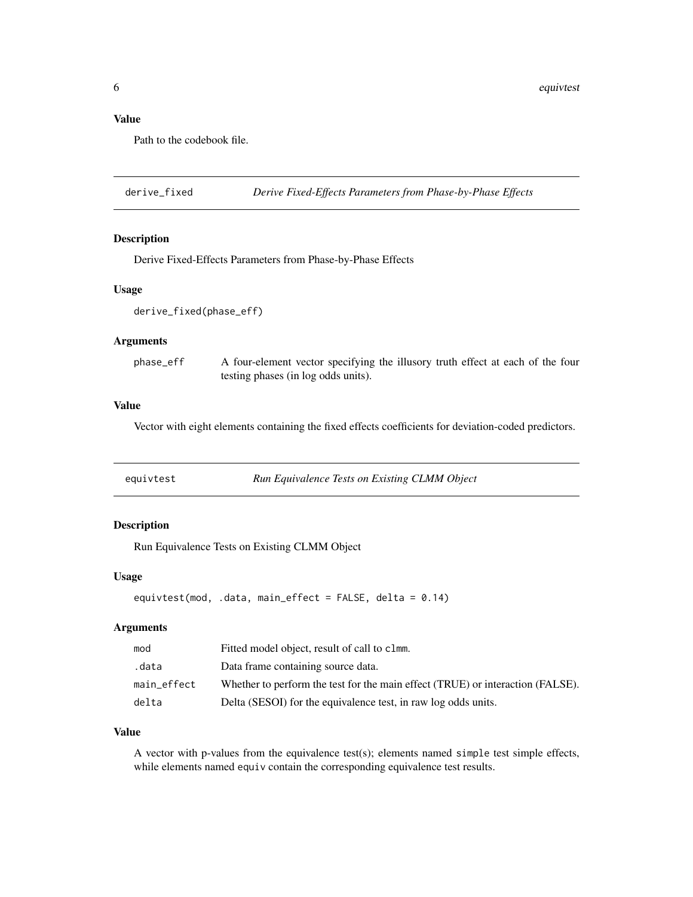### Value

Path to the codebook file.

## derive_fixed — *Derive Fixed-Effects Parameters from Phase-by-Phase Effects*

### Description

Derive Fixed-Effects Parameters from Phase-by-Phase Effects

### Usage

```
derive_fixed(phase_eff)
```

### Arguments

| | |
|---|---|
| phase_eff | A four-element vector specifying the illusory truth effect at each of the four testing phases (in log odds units). |

### Value

Vector with eight elements containing the fixed effects coefficients for deviation-coded predictors.

## equivtest — *Run Equivalence Tests on Existing CLMM Object*

### Description

Run Equivalence Tests on Existing CLMM Object

### Usage

```
equivtest(mod, .data, main_effect = FALSE, delta = 0.14)
```

### Arguments

| | |
|---|---|
| mod | Fitted model object, result of call to `clmm`. |
| .data | Data frame containing source data. |
| main_effect | Whether to perform the test for the main effect (TRUE) or interaction (FALSE). |
| delta | Delta (SESOI) for the equivalence test, in raw log odds units. |

### Value

A vector with p-values from the equivalence test(s); elements named `simple` test simple effects, while elements named `equiv` contain the corresponding equivalence test results.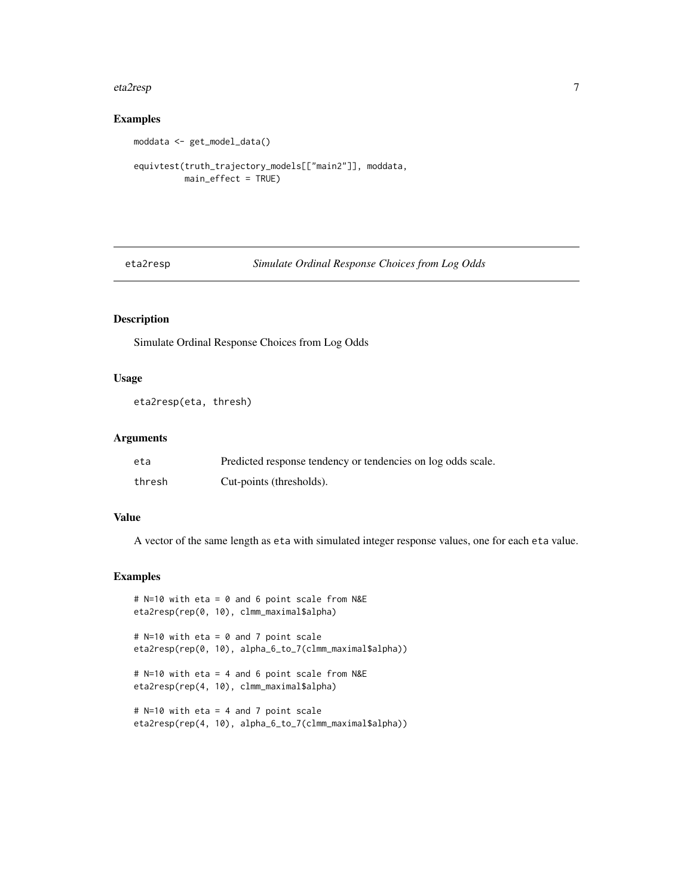## Examples

```
moddata <- get_model_data()

equivtest(truth_trajectory_models[["main2"]], moddata,
          main_effect = TRUE)
```

---

## eta2resp *Simulate Ordinal Response Choices from Log Odds*

---

### Description

Simulate Ordinal Response Choices from Log Odds

### Usage

```
eta2resp(eta, thresh)
```

### Arguments

| | |
|---|---|
| eta | Predicted response tendency or tendencies on log odds scale. |
| thresh | Cut-points (thresholds). |

### Value

A vector of the same length as eta with simulated integer response values, one for each eta value.

### Examples

```
# N=10 with eta = 0 and 6 point scale from N&E
eta2resp(rep(0, 10), clmm_maximal$alpha)

# N=10 with eta = 0 and 7 point scale
eta2resp(rep(0, 10), alpha_6_to_7(clmm_maximal$alpha))

# N=10 with eta = 4 and 6 point scale from N&E
eta2resp(rep(4, 10), clmm_maximal$alpha)

# N=10 with eta = 4 and 7 point scale
eta2resp(rep(4, 10), alpha_6_to_7(clmm_maximal$alpha))
```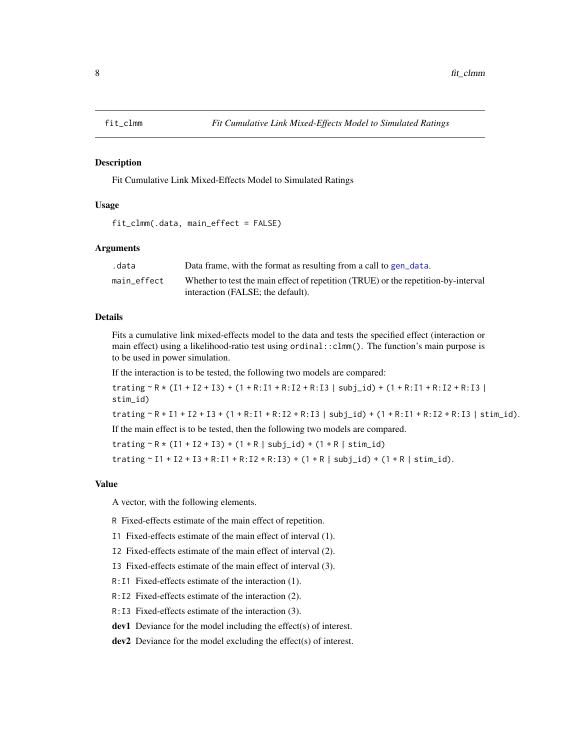# fit_clmm — Fit Cumulative Link Mixed-Effects Model to Simulated Ratings

## Description

Fit Cumulative Link Mixed-Effects Model to Simulated Ratings

## Usage

```
fit_clmm(.data, main_effect = FALSE)
```

## Arguments

| | |
|---|---|
| `.data` | Data frame, with the format as resulting from a call to `gen_data`. |
| `main_effect` | Whether to test the main effect of repetition (TRUE) or the repetition-by-interval interaction (FALSE; the default). |

## Details

Fits a cumulative link mixed-effects model to the data and tests the specified effect (interaction or main effect) using a likelihood-ratio test using `ordinal::clmm()`. The function's main purpose is to be used in power simulation.

If the interaction is to be tested, the following two models are compared:

`trating ~ R * (I1 + I2 + I3) + (1 + R:I1 + R:I2 + R:I3 | subj_id) + (1 + R:I1 + R:I2 + R:I3 | stim_id)`

`trating ~ R + I1 + I2 + I3 + (1 + R:I1 + R:I2 + R:I3 | subj_id) + (1 + R:I1 + R:I2 + R:I3 | stim_id)`.

If the main effect is to be tested, then the following two models are compared.

`trating ~ R * (I1 + I2 + I3) + (1 + R | subj_id) + (1 + R | stim_id)`

`trating ~ I1 + I2 + I3 + R:I1 + R:I2 + R:I3) + (1 + R | subj_id) + (1 + R | stim_id)`.

## Value

A vector, with the following elements.

- `R` Fixed-effects estimate of the main effect of repetition.
- `I1` Fixed-effects estimate of the main effect of interval (1).
- `I2` Fixed-effects estimate of the main effect of interval (2).
- `I3` Fixed-effects estimate of the main effect of interval (3).
- `R:I1` Fixed-effects estimate of the interaction (1).
- `R:I2` Fixed-effects estimate of the interaction (2).
- `R:I3` Fixed-effects estimate of the interaction (3).
- **dev1** Deviance for the model including the effect(s) of interest.
- **dev2** Deviance for the model excluding the effect(s) of interest.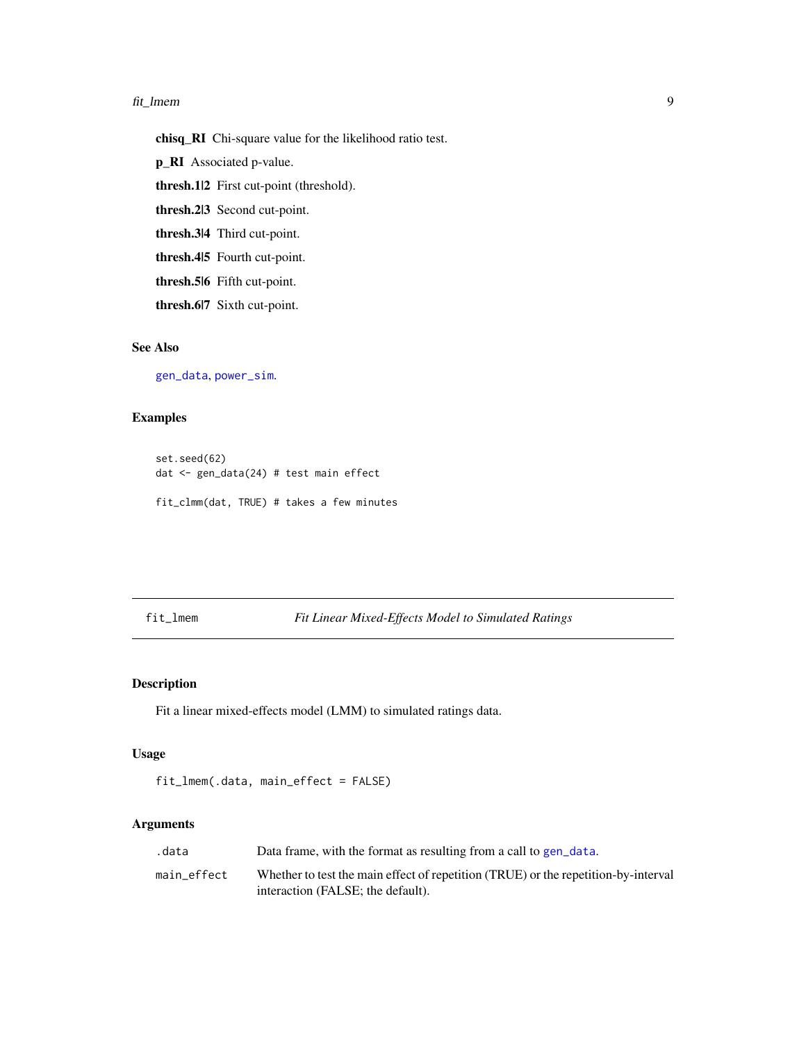**chisq_RI** Chi-square value for the likelihood ratio test.

**p_RI** Associated p-value.

**thresh.1|2** First cut-point (threshold).

**thresh.2|3** Second cut-point.

**thresh.3|4** Third cut-point.

**thresh.4|5** Fourth cut-point.

**thresh.5|6** Fifth cut-point.

**thresh.6|7** Sixth cut-point.

### See Also

gen_data, power_sim.

### Examples

```
set.seed(62)
dat <- gen_data(24) # test main effect

fit_clmm(dat, TRUE) # takes a few minutes
```

---

## fit_lmem — *Fit Linear Mixed-Effects Model to Simulated Ratings*

### Description

Fit a linear mixed-effects model (LMM) to simulated ratings data.

### Usage

```
fit_lmem(.data, main_effect = FALSE)
```

### Arguments

| | |
|---|---|
| .data | Data frame, with the format as resulting from a call to gen_data. |
| main_effect | Whether to test the main effect of repetition (TRUE) or the repetition-by-interval interaction (FALSE; the default). |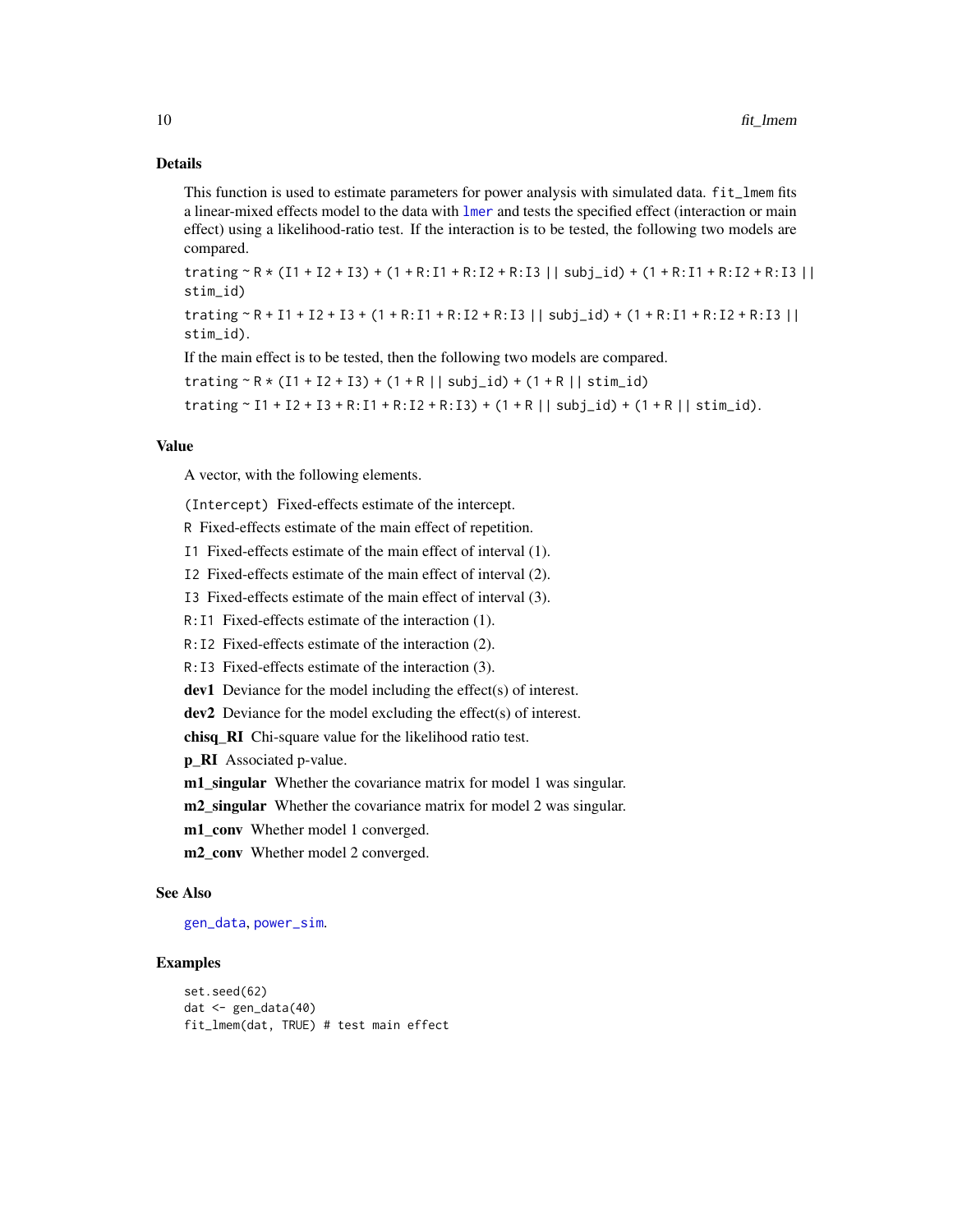## Details

This function is used to estimate parameters for power analysis with simulated data. `fit_lmem` fits a linear-mixed effects model to the data with `lmer` and tests the specified effect (interaction or main effect) using a likelihood-ratio test. If the interaction is to be tested, the following two models are compared.

`trating ~ R * (I1 + I2 + I3) + (1 + R:I1 + R:I2 + R:I3 || subj_id) + (1 + R:I1 + R:I2 + R:I3 || stim_id)`

`trating ~ R + I1 + I2 + I3 + (1 + R:I1 + R:I2 + R:I3 || subj_id) + (1 + R:I1 + R:I2 + R:I3 || stim_id)`.

If the main effect is to be tested, then the following two models are compared.

`trating ~ R * (I1 + I2 + I3) + (1 + R || subj_id) + (1 + R || stim_id)`

`trating ~ I1 + I2 + I3 + R:I1 + R:I2 + R:I3) + (1 + R || subj_id) + (1 + R || stim_id)`.

## Value

A vector, with the following elements.

- `(Intercept)` Fixed-effects estimate of the intercept.
- `R` Fixed-effects estimate of the main effect of repetition.
- `I1` Fixed-effects estimate of the main effect of interval (1).
- `I2` Fixed-effects estimate of the main effect of interval (2).
- `I3` Fixed-effects estimate of the main effect of interval (3).
- `R:I1` Fixed-effects estimate of the interaction (1).
- `R:I2` Fixed-effects estimate of the interaction (2).
- `R:I3` Fixed-effects estimate of the interaction (3).
- **dev1** Deviance for the model including the effect(s) of interest.
- **dev2** Deviance for the model excluding the effect(s) of interest.
- **chisq_RI** Chi-square value for the likelihood ratio test.
- **p_RI** Associated p-value.
- **m1_singular** Whether the covariance matrix for model 1 was singular.
- **m2_singular** Whether the covariance matrix for model 2 was singular.
- **m1_conv** Whether model 1 converged.
- **m2_conv** Whether model 2 converged.

## See Also

`gen_data`, `power_sim`.

## Examples

```
set.seed(62)
dat <- gen_data(40)
fit_lmem(dat, TRUE) # test main effect
```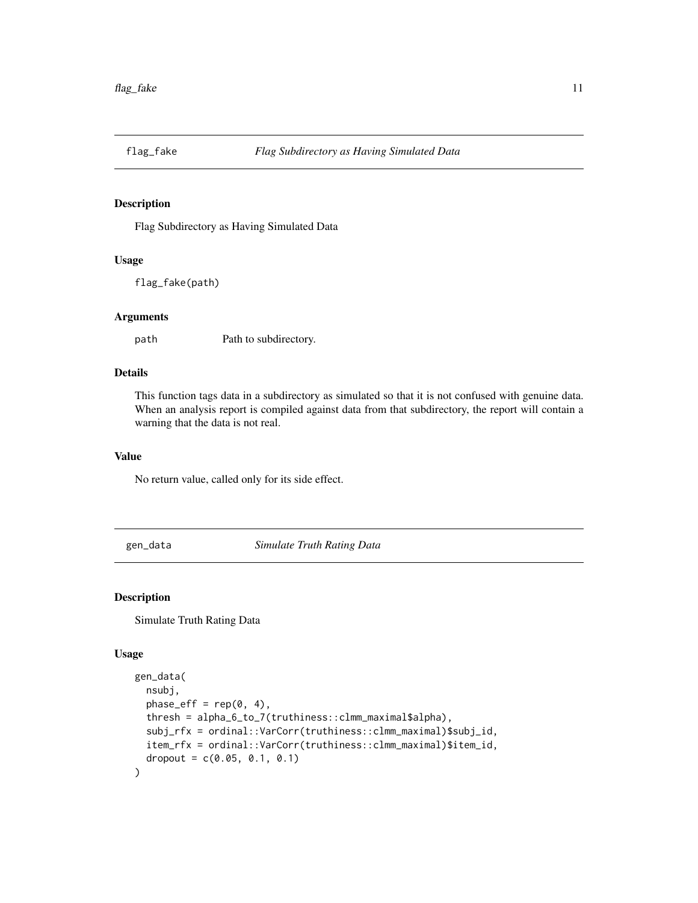## flag_fake — *Flag Subdirectory as Having Simulated Data*

### Description

Flag Subdirectory as Having Simulated Data

### Usage

```
flag_fake(path)
```

### Arguments

| | |
|---|---|
| path | Path to subdirectory. |

### Details

This function tags data in a subdirectory as simulated so that it is not confused with genuine data. When an analysis report is compiled against data from that subdirectory, the report will contain a warning that the data is not real.

### Value

No return value, called only for its side effect.

## gen_data — *Simulate Truth Rating Data*

### Description

Simulate Truth Rating Data

### Usage

```
gen_data(
  nsubj,
  phase_eff = rep(0, 4),
  thresh = alpha_6_to_7(truthiness::clmm_maximal$alpha),
  subj_rfx = ordinal::VarCorr(truthiness::clmm_maximal)$subj_id,
  item_rfx = ordinal::VarCorr(truthiness::clmm_maximal)$item_id,
  dropout = c(0.05, 0.1, 0.1)
)
```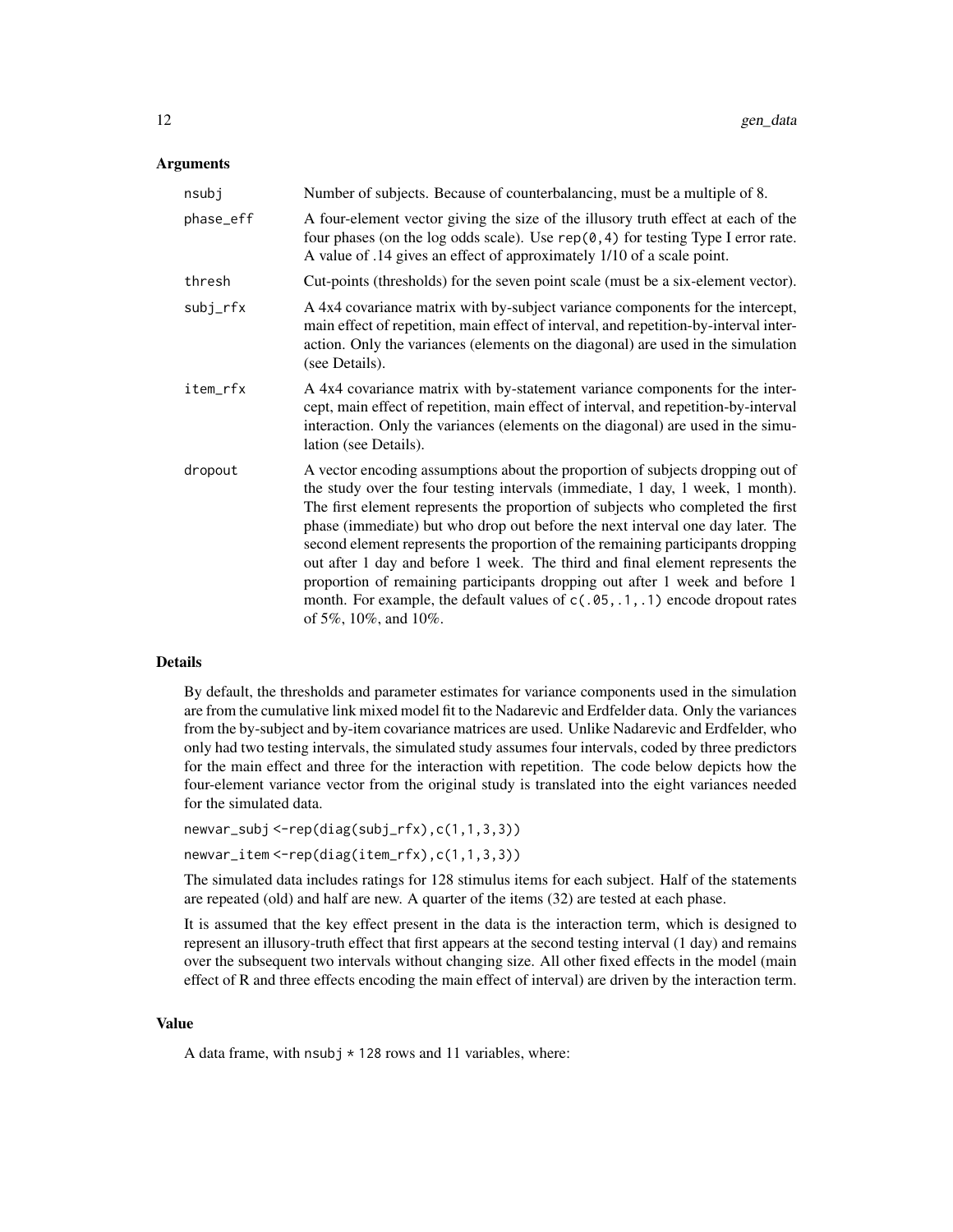## Arguments

| | |
|---|---|
| nsubj | Number of subjects. Because of counterbalancing, must be a multiple of 8. |
| phase_eff | A four-element vector giving the size of the illusory truth effect at each of the four phases (on the log odds scale). Use `rep(0,4)` for testing Type I error rate. A value of .14 gives an effect of approximately 1/10 of a scale point. |
| thresh | Cut-points (thresholds) for the seven point scale (must be a six-element vector). |
| subj_rfx | A 4x4 covariance matrix with by-subject variance components for the intercept, main effect of repetition, main effect of interval, and repetition-by-interval interaction. Only the variances (elements on the diagonal) are used in the simulation (see Details). |
| item_rfx | A 4x4 covariance matrix with by-statement variance components for the intercept, main effect of repetition, main effect of interval, and repetition-by-interval interaction. Only the variances (elements on the diagonal) are used in the simulation (see Details). |
| dropout | A vector encoding assumptions about the proportion of subjects dropping out of the study over the four testing intervals (immediate, 1 day, 1 week, 1 month). The first element represents the proportion of subjects who completed the first phase (immediate) but who drop out before the next interval one day later. The second element represents the proportion of the remaining participants dropping out after 1 day and before 1 week. The third and final element represents the proportion of remaining participants dropping out after 1 week and before 1 month. For example, the default values of `c(.05,.1,.1)` encode dropout rates of 5%, 10%, and 10%. |

## Details

By default, the thresholds and parameter estimates for variance components used in the simulation are from the cumulative link mixed model fit to the Nadarevic and Erdfelder data. Only the variances from the by-subject and by-item covariance matrices are used. Unlike Nadarevic and Erdfelder, who only had two testing intervals, the simulated study assumes four intervals, coded by three predictors for the main effect and three for the interaction with repetition. The code below depicts how the four-element variance vector from the original study is translated into the eight variances needed for the simulated data.

```
newvar_subj <-rep(diag(subj_rfx),c(1,1,3,3))
newvar_item <-rep(diag(item_rfx),c(1,1,3,3))
```

The simulated data includes ratings for 128 stimulus items for each subject. Half of the statements are repeated (old) and half are new. A quarter of the items (32) are tested at each phase.

It is assumed that the key effect present in the data is the interaction term, which is designed to represent an illusory-truth effect that first appears at the second testing interval (1 day) and remains over the subsequent two intervals without changing size. All other fixed effects in the model (main effect of R and three effects encoding the main effect of interval) are driven by the interaction term.

## Value

A data frame, with `nsubj * 128` rows and 11 variables, where: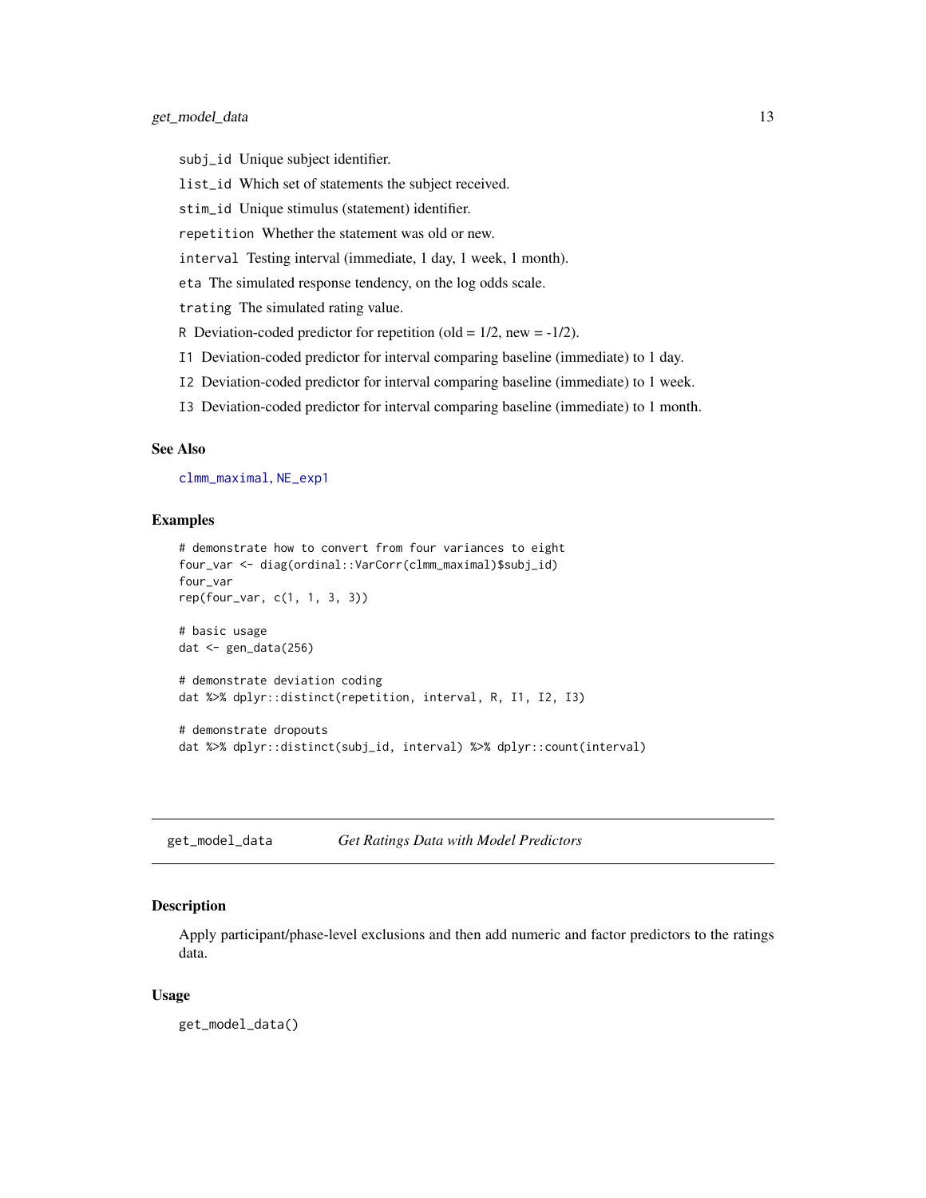`subj_id` Unique subject identifier.

`list_id` Which set of statements the subject received.

`stim_id` Unique stimulus (statement) identifier.

`repetition` Whether the statement was old or new.

`interval` Testing interval (immediate, 1 day, 1 week, 1 month).

`eta` The simulated response tendency, on the log odds scale.

`trating` The simulated rating value.

`R` Deviation-coded predictor for repetition (old = 1/2, new = -1/2).

`I1` Deviation-coded predictor for interval comparing baseline (immediate) to 1 day.

`I2` Deviation-coded predictor for interval comparing baseline (immediate) to 1 week.

`I3` Deviation-coded predictor for interval comparing baseline (immediate) to 1 month.

### See Also

clmm_maximal, NE_exp1

### Examples

```
# demonstrate how to convert from four variances to eight
four_var <- diag(ordinal::VarCorr(clmm_maximal)$subj_id)
four_var
rep(four_var, c(1, 1, 3, 3))

# basic usage
dat <- gen_data(256)

# demonstrate deviation coding
dat %>% dplyr::distinct(repetition, interval, R, I1, I2, I3)

# demonstrate dropouts
dat %>% dplyr::distinct(subj_id, interval) %>% dplyr::count(interval)
```

---

## get_model_data *Get Ratings Data with Model Predictors*

### Description

Apply participant/phase-level exclusions and then add numeric and factor predictors to the ratings data.

### Usage

```
get_model_data()
```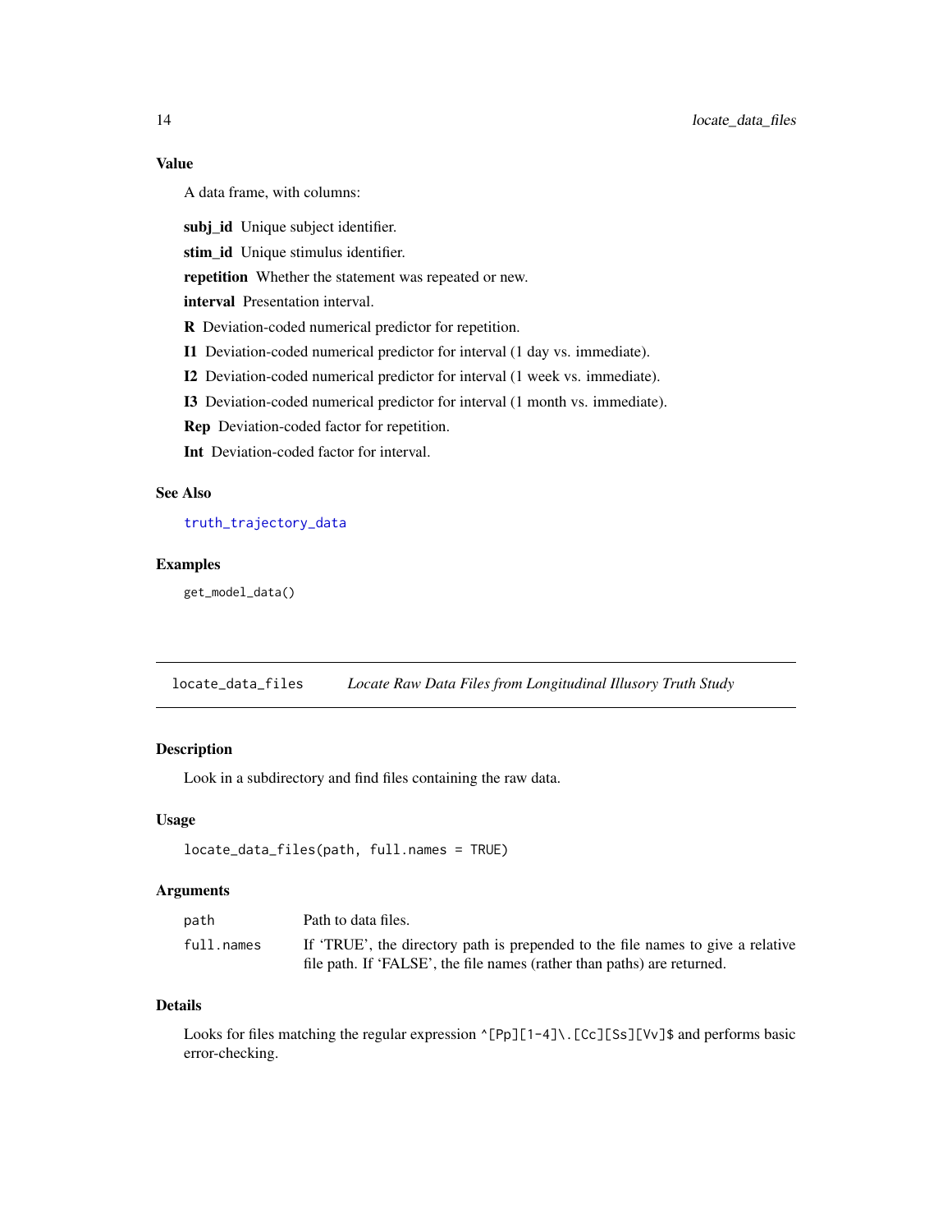### Value

A data frame, with columns:

**subj_id** Unique subject identifier.

**stim_id** Unique stimulus identifier.

**repetition** Whether the statement was repeated or new.

**interval** Presentation interval.

**R** Deviation-coded numerical predictor for repetition.

**I1** Deviation-coded numerical predictor for interval (1 day vs. immediate).

**I2** Deviation-coded numerical predictor for interval (1 week vs. immediate).

**I3** Deviation-coded numerical predictor for interval (1 month vs. immediate).

**Rep** Deviation-coded factor for repetition.

**Int** Deviation-coded factor for interval.

### See Also

truth_trajectory_data

### Examples

```
get_model_data()
```

---

## locate_data_files — *Locate Raw Data Files from Longitudinal Illusory Truth Study*

### Description

Look in a subdirectory and find files containing the raw data.

### Usage

```
locate_data_files(path, full.names = TRUE)
```

### Arguments

| | |
|---|---|
| `path` | Path to data files. |
| `full.names` | If 'TRUE', the directory path is prepended to the file names to give a relative file path. If 'FALSE', the file names (rather than paths) are returned. |

### Details

Looks for files matching the regular expression `^[Pp][1-4]\.[Cc][Ss][Vv]$` and performs basic error-checking.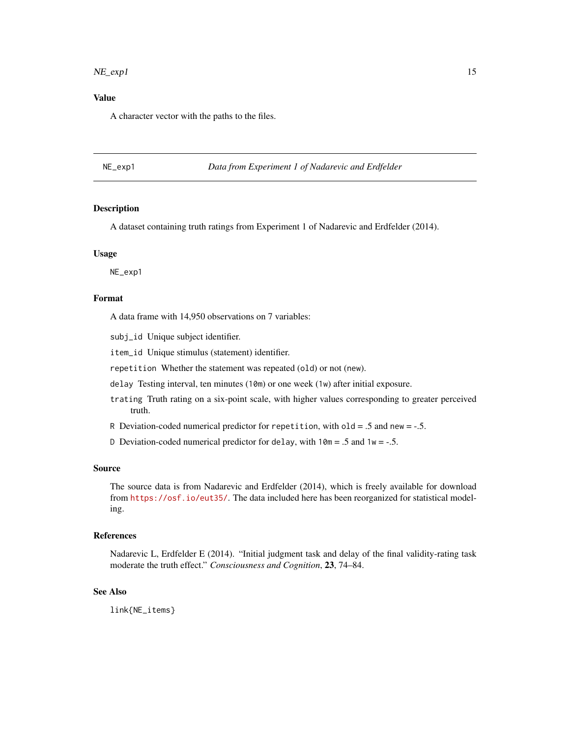### Value

A character vector with the paths to the files.

---

## NE_exp1 — *Data from Experiment 1 of Nadarevic and Erdfelder*

---

### Description

A dataset containing truth ratings from Experiment 1 of Nadarevic and Erdfelder (2014).

### Usage

```
NE_exp1
```

### Format

A data frame with 14,950 observations on 7 variables:

`subj_id` Unique subject identifier.

`item_id` Unique stimulus (statement) identifier.

`repetition` Whether the statement was repeated (`old`) or not (`new`).

`delay` Testing interval, ten minutes (`10m`) or one week (`1w`) after initial exposure.

`trating` Truth rating on a six-point scale, with higher values corresponding to greater perceived truth.

`R` Deviation-coded numerical predictor for `repetition`, with `old` = .5 and `new` = -.5.

`D` Deviation-coded numerical predictor for `delay`, with `10m` = .5 and `1w` = -.5.

### Source

The source data is from Nadarevic and Erdfelder (2014), which is freely available for download from https://osf.io/eut35/. The data included here has been reorganized for statistical modeling.

### References

Nadarevic L, Erdfelder E (2014). "Initial judgment task and delay of the final validity-rating task moderate the truth effect." *Consciousness and Cognition*, **23**, 74–84.

### See Also

`link{NE_items}`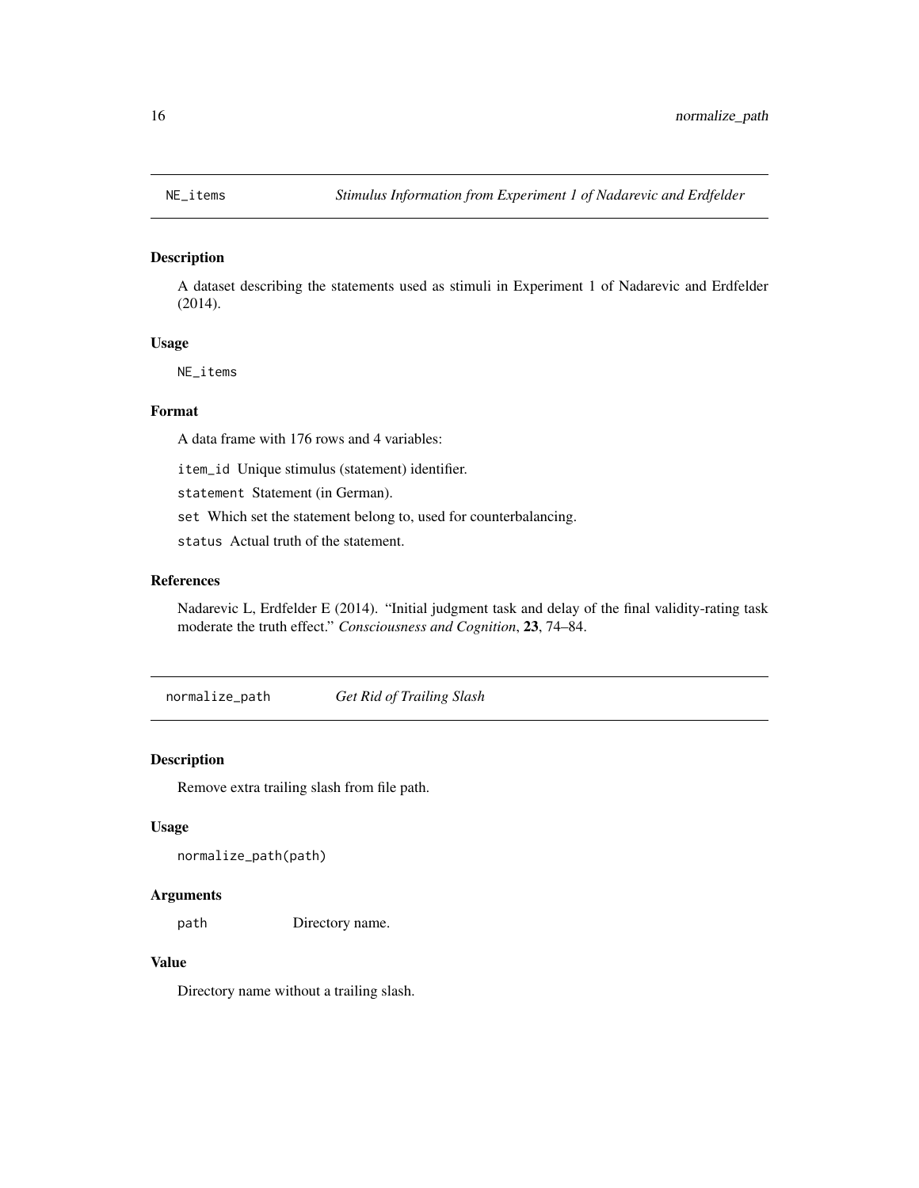## NE_items    *Stimulus Information from Experiment 1 of Nadarevic and Erdfelder*

### Description

A dataset describing the statements used as stimuli in Experiment 1 of Nadarevic and Erdfelder (2014).

### Usage

```
NE_items
```

### Format

A data frame with 176 rows and 4 variables:

`item_id` Unique stimulus (statement) identifier.

`statement` Statement (in German).

`set` Which set the statement belong to, used for counterbalancing.

`status` Actual truth of the statement.

### References

Nadarevic L, Erdfelder E (2014). "Initial judgment task and delay of the final validity-rating task moderate the truth effect." *Consciousness and Cognition*, **23**, 74–84.

## normalize_path    *Get Rid of Trailing Slash*

### Description

Remove extra trailing slash from file path.

### Usage

```
normalize_path(path)
```

### Arguments

| | |
|---|---|
| `path` | Directory name. |

### Value

Directory name without a trailing slash.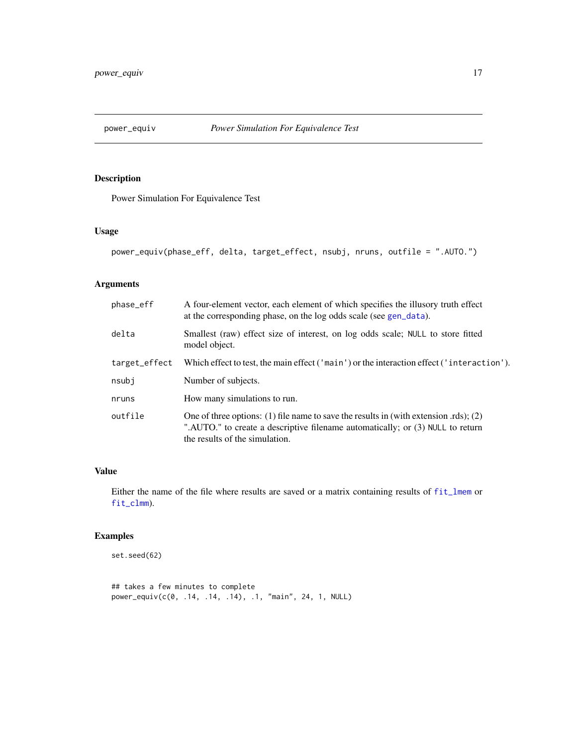# power_equiv — *Power Simulation For Equivalence Test*

## Description

Power Simulation For Equivalence Test

## Usage

```
power_equiv(phase_eff, delta, target_effect, nsubj, nruns, outfile = ".AUTO.")
```

## Arguments

| Argument | Description |
|---|---|
| `phase_eff` | A four-element vector, each element of which specifies the illusory truth effect at the corresponding phase, on the log odds scale (see `gen_data`). |
| `delta` | Smallest (raw) effect size of interest, on log odds scale; `NULL` to store fitted model object. |
| `target_effect` | Which effect to test, the main effect (`'main'`) or the interaction effect (`'interaction'`). |
| `nsubj` | Number of subjects. |
| `nruns` | How many simulations to run. |
| `outfile` | One of three options: (1) file name to save the results in (with extension .rds); (2) ".AUTO." to create a descriptive filename automatically; or (3) `NULL` to return the results of the simulation. |

## Value

Either the name of the file where results are saved or a matrix containing results of `fit_lmem` or `fit_clmm`).

## Examples

```
set.seed(62)


## takes a few minutes to complete
power_equiv(c(0, .14, .14, .14), .1, "main", 24, 1, NULL)
```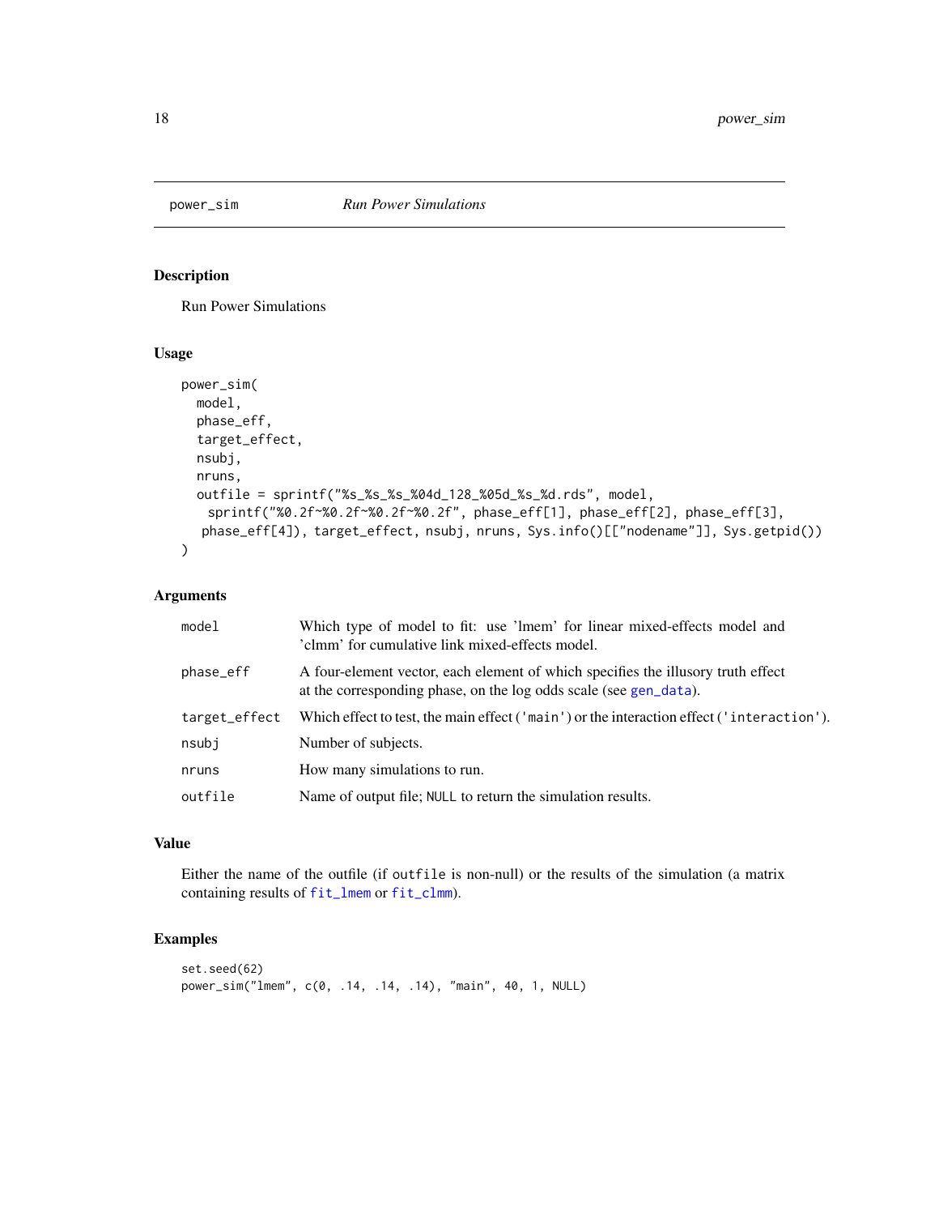# power_sim — Run Power Simulations

## Description

Run Power Simulations

## Usage

```
power_sim(
  model,
  phase_eff,
  target_effect,
  nsubj,
  nruns,
  outfile = sprintf("%s_%s_%s_%04d_128_%05d_%s_%d.rds", model,
    sprintf("%0.2f~%0.2f~%0.2f~%0.2f", phase_eff[1], phase_eff[2], phase_eff[3],
   phase_eff[4]), target_effect, nsubj, nruns, Sys.info()[["nodename"]], Sys.getpid())
)
```

## Arguments

| | |
|---|---|
| `model` | Which type of model to fit: use 'lmem' for linear mixed-effects model and 'clmm' for cumulative link mixed-effects model. |
| `phase_eff` | A four-element vector, each element of which specifies the illusory truth effect at the corresponding phase, on the log odds scale (see `gen_data`). |
| `target_effect` | Which effect to test, the main effect (`'main'`) or the interaction effect (`'interaction'`). |
| `nsubj` | Number of subjects. |
| `nruns` | How many simulations to run. |
| `outfile` | Name of output file; `NULL` to return the simulation results. |

## Value

Either the name of the outfile (if `outfile` is non-null) or the results of the simulation (a matrix containing results of `fit_lmem` or `fit_clmm`).

## Examples

```
set.seed(62)
power_sim("lmem", c(0, .14, .14, .14), "main", 40, 1, NULL)
```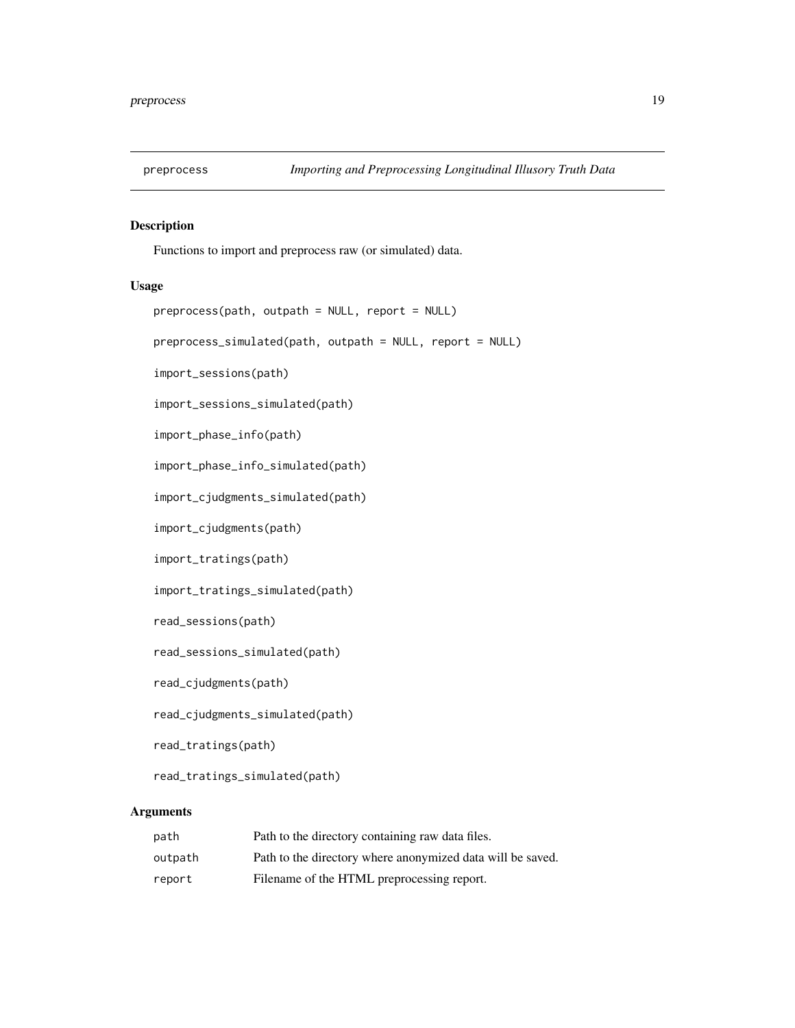## preprocess *Importing and Preprocessing Longitudinal Illusory Truth Data*

### Description

Functions to import and preprocess raw (or simulated) data.

### Usage

```
preprocess(path, outpath = NULL, report = NULL)

preprocess_simulated(path, outpath = NULL, report = NULL)

import_sessions(path)

import_sessions_simulated(path)

import_phase_info(path)

import_phase_info_simulated(path)

import_cjudgments_simulated(path)

import_cjudgments(path)

import_tratings(path)

import_tratings_simulated(path)

read_sessions(path)

read_sessions_simulated(path)

read_cjudgments(path)

read_cjudgments_simulated(path)

read_tratings(path)

read_tratings_simulated(path)
```

### Arguments

| | |
|---|---|
| path | Path to the directory containing raw data files. |
| outpath | Path to the directory where anonymized data will be saved. |
| report | Filename of the HTML preprocessing report. |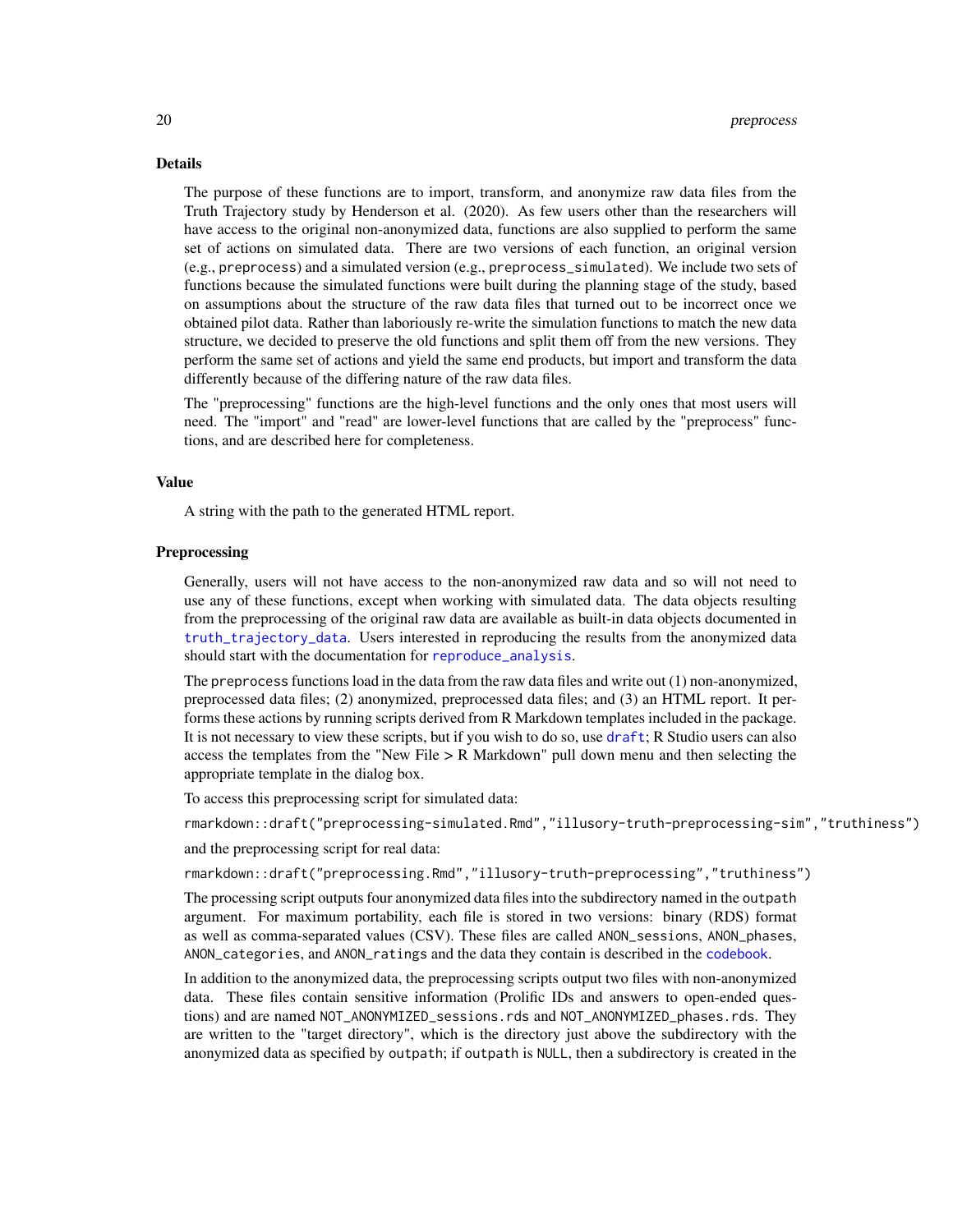## Details

The purpose of these functions are to import, transform, and anonymize raw data files from the Truth Trajectory study by Henderson et al. (2020). As few users other than the researchers will have access to the original non-anonymized data, functions are also supplied to perform the same set of actions on simulated data. There are two versions of each function, an original version (e.g., `preprocess`) and a simulated version (e.g., `preprocess_simulated`). We include two sets of functions because the simulated functions were built during the planning stage of the study, based on assumptions about the structure of the raw data files that turned out to be incorrect once we obtained pilot data. Rather than laboriously re-write the simulation functions to match the new data structure, we decided to preserve the old functions and split them off from the new versions. They perform the same set of actions and yield the same end products, but import and transform the data differently because of the differing nature of the raw data files.

The "preprocessing" functions are the high-level functions and the only ones that most users will need. The "import" and "read" are lower-level functions that are called by the "preprocess" functions, and are described here for completeness.

## Value

A string with the path to the generated HTML report.

## Preprocessing

Generally, users will not have access to the non-anonymized raw data and so will not need to use any of these functions, except when working with simulated data. The data objects resulting from the preprocessing of the original raw data are available as built-in data objects documented in `truth_trajectory_data`. Users interested in reproducing the results from the anonymized data should start with the documentation for `reproduce_analysis`.

The `preprocess` functions load in the data from the raw data files and write out (1) non-anonymized, preprocessed data files; (2) anonymized, preprocessed data files; and (3) an HTML report. It performs these actions by running scripts derived from R Markdown templates included in the package. It is not necessary to view these scripts, but if you wish to do so, use `draft`; R Studio users can also access the templates from the "New File > R Markdown" pull down menu and then selecting the appropriate template in the dialog box.

To access this preprocessing script for simulated data:

```
rmarkdown::draft("preprocessing-simulated.Rmd","illusory-truth-preprocessing-sim","truthiness")
```

and the preprocessing script for real data:

```
rmarkdown::draft("preprocessing.Rmd","illusory-truth-preprocessing","truthiness")
```

The processing script outputs four anonymized data files into the subdirectory named in the `outpath` argument. For maximum portability, each file is stored in two versions: binary (RDS) format as well as comma-separated values (CSV). These files are called `ANON_sessions`, `ANON_phases`, `ANON_categories`, and `ANON_ratings` and the data they contain is described in the `codebook`.

In addition to the anonymized data, the preprocessing scripts output two files with non-anonymized data. These files contain sensitive information (Prolific IDs and answers to open-ended questions) and are named `NOT_ANONYMIZED_sessions.rds` and `NOT_ANONYMIZED_phases.rds`. They are written to the "target directory", which is the directory just above the subdirectory with the anonymized data as specified by `outpath`; if `outpath` is `NULL`, then a subdirectory is created in the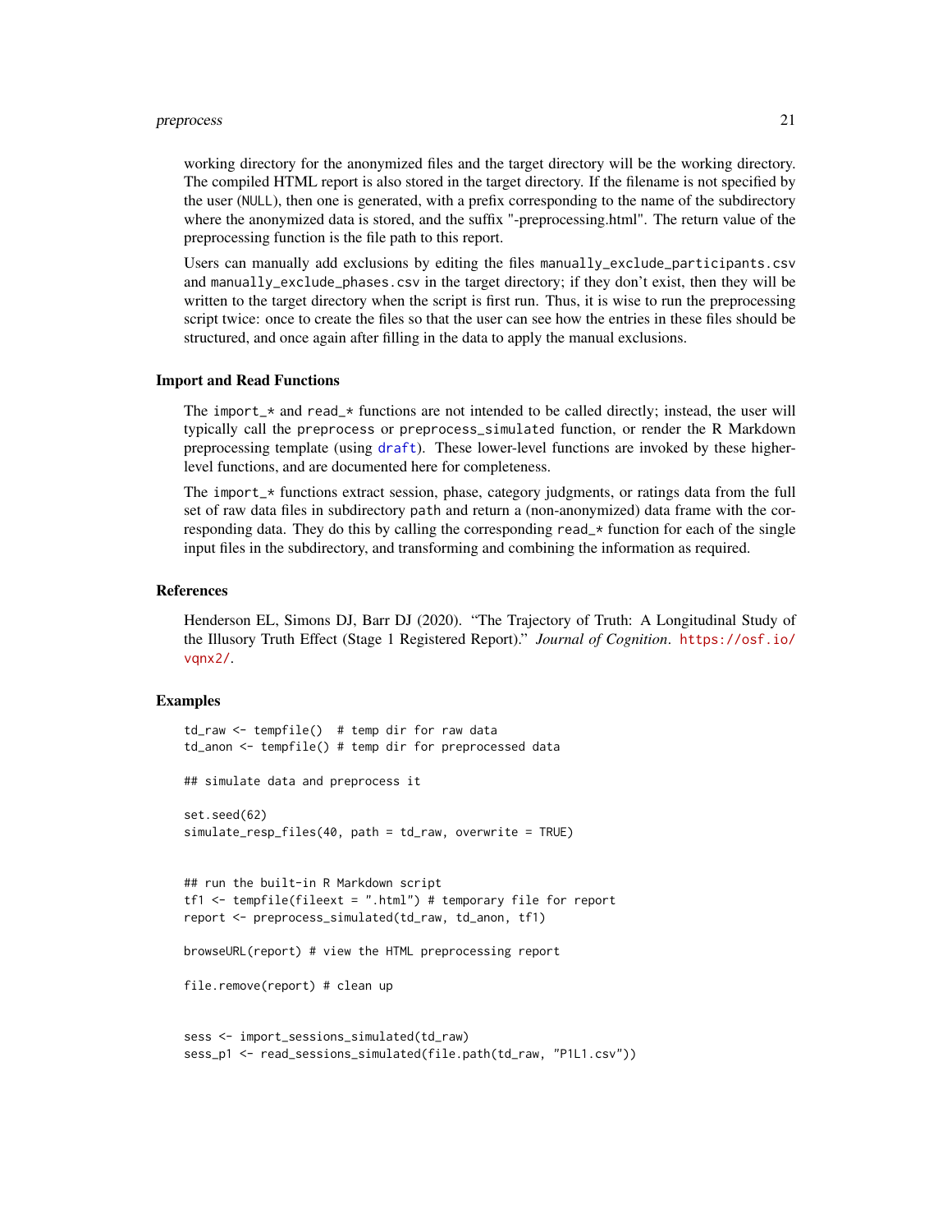working directory for the anonymized files and the target directory will be the working directory. The compiled HTML report is also stored in the target directory. If the filename is not specified by the user (`NULL`), then one is generated, with a prefix corresponding to the name of the subdirectory where the anonymized data is stored, and the suffix "-preprocessing.html". The return value of the preprocessing function is the file path to this report.

Users can manually add exclusions by editing the files `manually_exclude_participants.csv` and `manually_exclude_phases.csv` in the target directory; if they don't exist, then they will be written to the target directory when the script is first run. Thus, it is wise to run the preprocessing script twice: once to create the files so that the user can see how the entries in these files should be structured, and once again after filling in the data to apply the manual exclusions.

### Import and Read Functions

The `import_*` and `read_*` functions are not intended to be called directly; instead, the user will typically call the `preprocess` or `preprocess_simulated` function, or render the R Markdown preprocessing template (using `draft`). These lower-level functions are invoked by these higher-level functions, and are documented here for completeness.

The `import_*` functions extract session, phase, category judgments, or ratings data from the full set of raw data files in subdirectory `path` and return a (non-anonymized) data frame with the corresponding data. They do this by calling the corresponding `read_*` function for each of the single input files in the subdirectory, and transforming and combining the information as required.

### References

Henderson EL, Simons DJ, Barr DJ (2020). "The Trajectory of Truth: A Longitudinal Study of the Illusory Truth Effect (Stage 1 Registered Report)." *Journal of Cognition*. https://osf.io/vqnx2/.

### Examples

```
td_raw <- tempfile()  # temp dir for raw data
td_anon <- tempfile() # temp dir for preprocessed data

## simulate data and preprocess it

set.seed(62)
simulate_resp_files(40, path = td_raw, overwrite = TRUE)


## run the built-in R Markdown script
tf1 <- tempfile(fileext = ".html") # temporary file for report
report <- preprocess_simulated(td_raw, td_anon, tf1)

browseURL(report) # view the HTML preprocessing report

file.remove(report) # clean up


sess <- import_sessions_simulated(td_raw)
sess_p1 <- read_sessions_simulated(file.path(td_raw, "P1L1.csv"))
```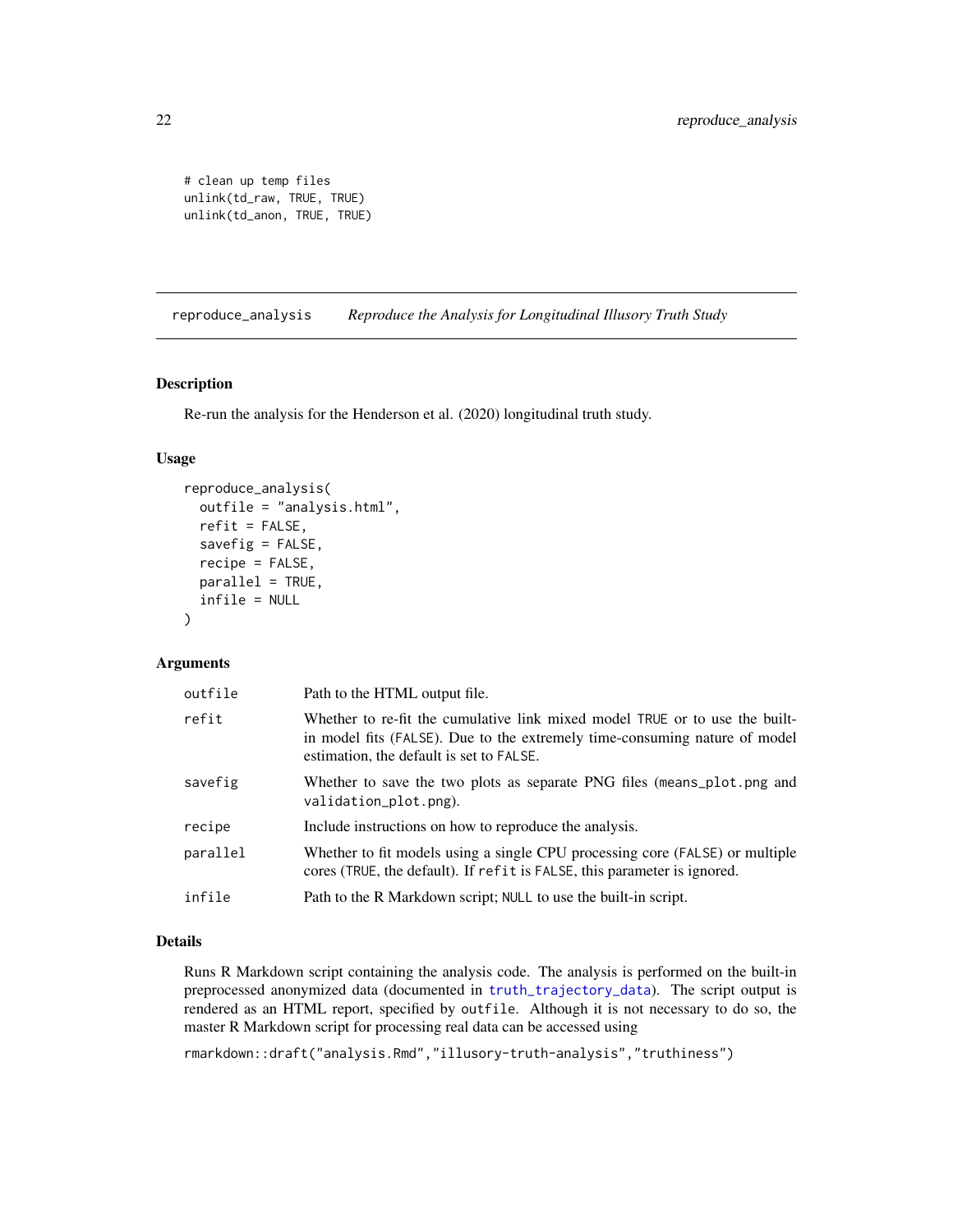```
# clean up temp files
unlink(td_raw, TRUE, TRUE)
unlink(td_anon, TRUE, TRUE)
```

## reproduce_analysis — *Reproduce the Analysis for Longitudinal Illusory Truth Study*

### Description

Re-run the analysis for the Henderson et al. (2020) longitudinal truth study.

### Usage

```
reproduce_analysis(
  outfile = "analysis.html",
  refit = FALSE,
  savefig = FALSE,
  recipe = FALSE,
  parallel = TRUE,
  infile = NULL
)
```

### Arguments

| Argument | Description |
|---|---|
| outfile | Path to the HTML output file. |
| refit | Whether to re-fit the cumulative link mixed model TRUE or to use the built-in model fits (FALSE). Due to the extremely time-consuming nature of model estimation, the default is set to FALSE. |
| savefig | Whether to save the two plots as separate PNG files (means_plot.png and validation_plot.png). |
| recipe | Include instructions on how to reproduce the analysis. |
| parallel | Whether to fit models using a single CPU processing core (FALSE) or multiple cores (TRUE, the default). If refit is FALSE, this parameter is ignored. |
| infile | Path to the R Markdown script; NULL to use the built-in script. |

### Details

Runs R Markdown script containing the analysis code. The analysis is performed on the built-in preprocessed anonymized data (documented in truth_trajectory_data). The script output is rendered as an HTML report, specified by outfile. Although it is not necessary to do so, the master R Markdown script for processing real data can be accessed using

```
rmarkdown::draft("analysis.Rmd","illusory-truth-analysis","truthiness")
```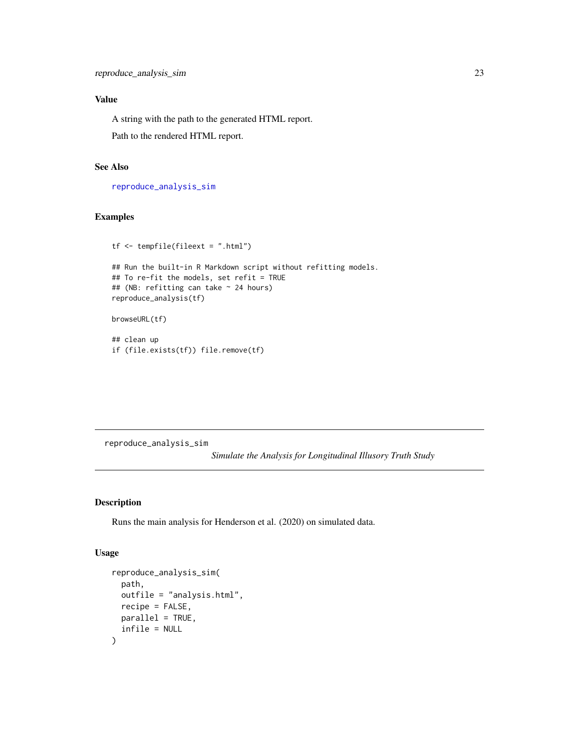### Value

A string with the path to the generated HTML report.

Path to the rendered HTML report.

### See Also

reproduce_analysis_sim

### Examples

```
tf <- tempfile(fileext = ".html")

## Run the built-in R Markdown script without refitting models.
## To re-fit the models, set refit = TRUE
## (NB: refitting can take ~ 24 hours)
reproduce_analysis(tf)

browseURL(tf)

## clean up
if (file.exists(tf)) file.remove(tf)
```

---

## reproduce_analysis_sim

*Simulate the Analysis for Longitudinal Illusory Truth Study*

### Description

Runs the main analysis for Henderson et al. (2020) on simulated data.

### Usage

```
reproduce_analysis_sim(
  path,
  outfile = "analysis.html",
  recipe = FALSE,
  parallel = TRUE,
  infile = NULL
)
```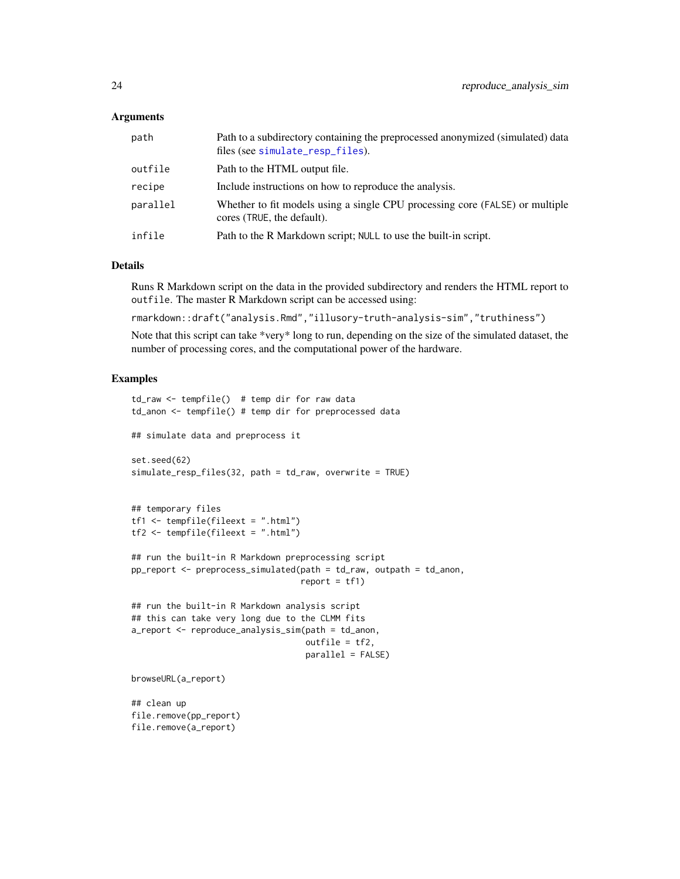### Arguments

| | |
|---|---|
| path | Path to a subdirectory containing the preprocessed anonymized (simulated) data files (see simulate_resp_files). |
| outfile | Path to the HTML output file. |
| recipe | Include instructions on how to reproduce the analysis. |
| parallel | Whether to fit models using a single CPU processing core (FALSE) or multiple cores (TRUE, the default). |
| infile | Path to the R Markdown script; NULL to use the built-in script. |

### Details

Runs R Markdown script on the data in the provided subdirectory and renders the HTML report to outfile. The master R Markdown script can be accessed using:

rmarkdown::draft("analysis.Rmd","illusory-truth-analysis-sim","truthiness")

Note that this script can take *very* long to run, depending on the size of the simulated dataset, the number of processing cores, and the computational power of the hardware.

### Examples

```
td_raw <- tempfile()  # temp dir for raw data
td_anon <- tempfile() # temp dir for preprocessed data

## simulate data and preprocess it

set.seed(62)
simulate_resp_files(32, path = td_raw, overwrite = TRUE)


## temporary files
tf1 <- tempfile(fileext = ".html")
tf2 <- tempfile(fileext = ".html")

## run the built-in R Markdown preprocessing script
pp_report <- preprocess_simulated(path = td_raw, outpath = td_anon,
                                  report = tf1)

## run the built-in R Markdown analysis script
## this can take very long due to the CLMM fits
a_report <- reproduce_analysis_sim(path = td_anon,
                                   outfile = tf2,
                                   parallel = FALSE)

browseURL(a_report)

## clean up
file.remove(pp_report)
file.remove(a_report)
```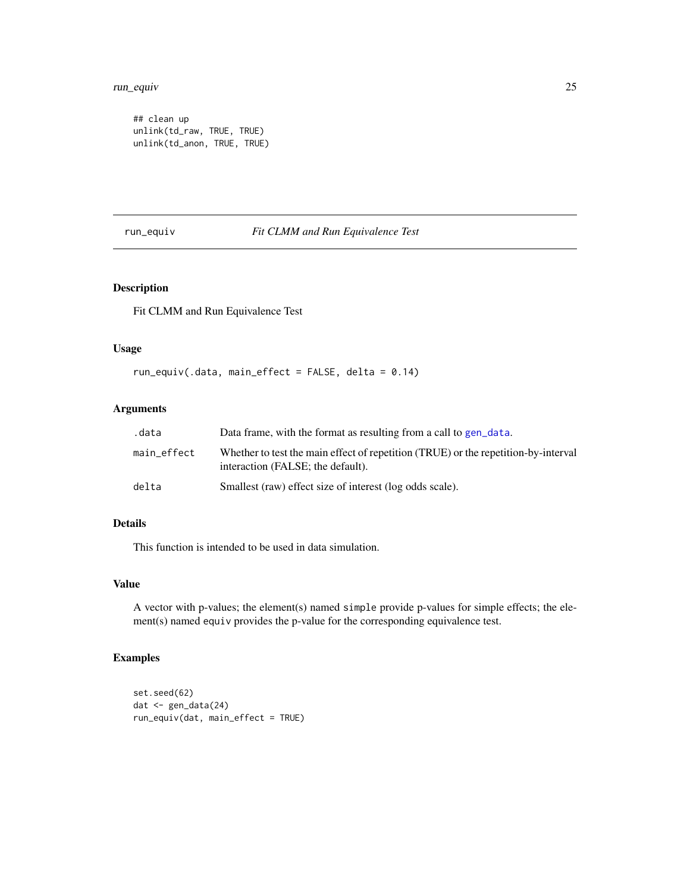```
## clean up
unlink(td_raw, TRUE, TRUE)
unlink(td_anon, TRUE, TRUE)
```

---

## run_equiv — *Fit CLMM and Run Equivalence Test*

### Description

Fit CLMM and Run Equivalence Test

### Usage

```
run_equiv(.data, main_effect = FALSE, delta = 0.14)
```

### Arguments

| | |
|---|---|
| `.data` | Data frame, with the format as resulting from a call to `gen_data`. |
| `main_effect` | Whether to test the main effect of repetition (TRUE) or the repetition-by-interval interaction (FALSE; the default). |
| `delta` | Smallest (raw) effect size of interest (log odds scale). |

### Details

This function is intended to be used in data simulation.

### Value

A vector with p-values; the element(s) named `simple` provide p-values for simple effects; the element(s) named `equiv` provides the p-value for the corresponding equivalence test.

### Examples

```
set.seed(62)
dat <- gen_data(24)
run_equiv(dat, main_effect = TRUE)
```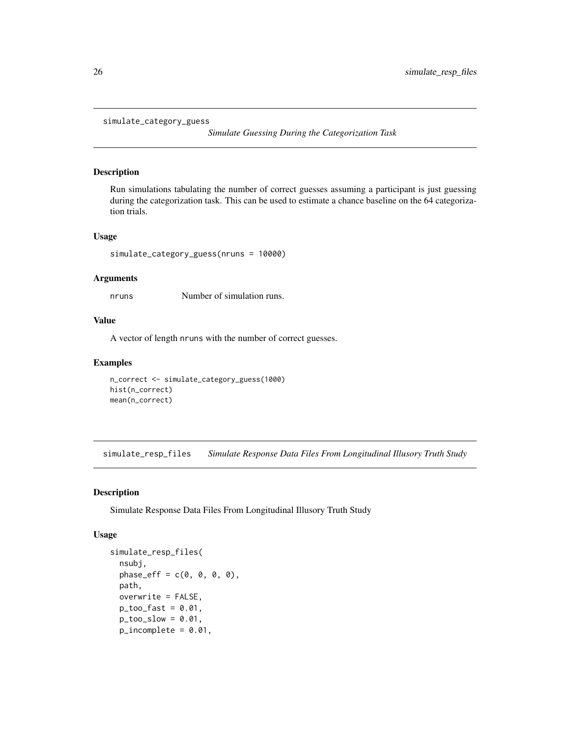## simulate_category_guess

*Simulate Guessing During the Categorization Task*

### Description

Run simulations tabulating the number of correct guesses assuming a participant is just guessing during the categorization task. This can be used to estimate a chance baseline on the 64 categorization trials.

### Usage

```
simulate_category_guess(nruns = 10000)
```

### Arguments

`nruns` Number of simulation runs.

### Value

A vector of length `nruns` with the number of correct guesses.

### Examples

```
n_correct <- simulate_category_guess(1000)
hist(n_correct)
mean(n_correct)
```

## simulate_resp_files

*Simulate Response Data Files From Longitudinal Illusory Truth Study*

### Description

Simulate Response Data Files From Longitudinal Illusory Truth Study

### Usage

```
simulate_resp_files(
  nsubj,
  phase_eff = c(0, 0, 0, 0),
  path,
  overwrite = FALSE,
  p_too_fast = 0.01,
  p_too_slow = 0.01,
  p_incomplete = 0.01,
```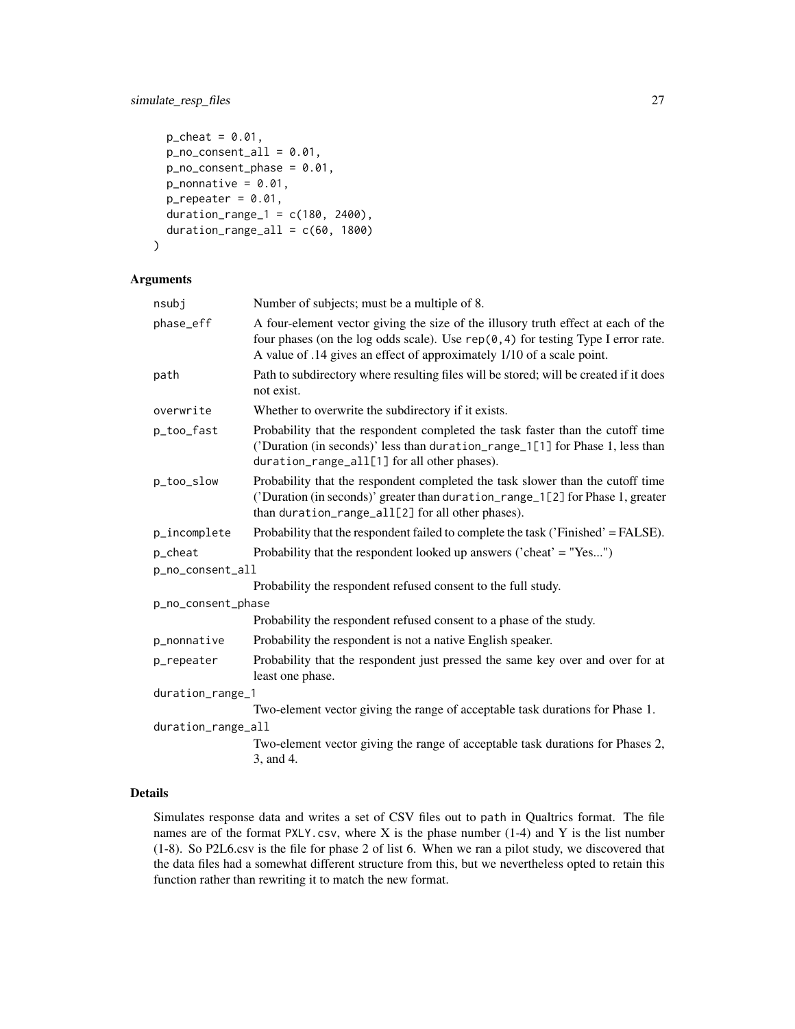```
  p_cheat = 0.01,
  p_no_consent_all = 0.01,
  p_no_consent_phase = 0.01,
  p_nonnative = 0.01,
  p_repeater = 0.01,
  duration_range_1 = c(180, 2400),
  duration_range_all = c(60, 1800)
)
```

## Arguments

| | |
|---|---|
| nsubj | Number of subjects; must be a multiple of 8. |
| phase_eff | A four-element vector giving the size of the illusory truth effect at each of the four phases (on the log odds scale). Use `rep(0,4)` for testing Type I error rate. A value of .14 gives an effect of approximately 1/10 of a scale point. |
| path | Path to subdirectory where resulting files will be stored; will be created if it does not exist. |
| overwrite | Whether to overwrite the subdirectory if it exists. |
| p_too_fast | Probability that the respondent completed the task faster than the cutoff time ('Duration (in seconds)' less than `duration_range_1[1]` for Phase 1, less than `duration_range_all[1]` for all other phases). |
| p_too_slow | Probability that the respondent completed the task slower than the cutoff time ('Duration (in seconds)' greater than `duration_range_1[2]` for Phase 1, greater than `duration_range_all[2]` for all other phases). |
| p_incomplete | Probability that the respondent failed to complete the task ('Finished' = FALSE). |
| p_cheat | Probability that the respondent looked up answers ('cheat' = "Yes...") |
| p_no_consent_all | Probability the respondent refused consent to the full study. |
| p_no_consent_phase | Probability the respondent refused consent to a phase of the study. |
| p_nonnative | Probability the respondent is not a native English speaker. |
| p_repeater | Probability that the respondent just pressed the same key over and over for at least one phase. |
| duration_range_1 | Two-element vector giving the range of acceptable task durations for Phase 1. |
| duration_range_all | Two-element vector giving the range of acceptable task durations for Phases 2, 3, and 4. |

## Details

Simulates response data and writes a set of CSV files out to `path` in Qualtrics format. The file names are of the format `PXLY.csv`, where X is the phase number (1-4) and Y is the list number (1-8). So P2L6.csv is the file for phase 2 of list 6. When we ran a pilot study, we discovered that the data files had a somewhat different structure from this, but we nevertheless opted to retain this function rather than rewriting it to match the new format.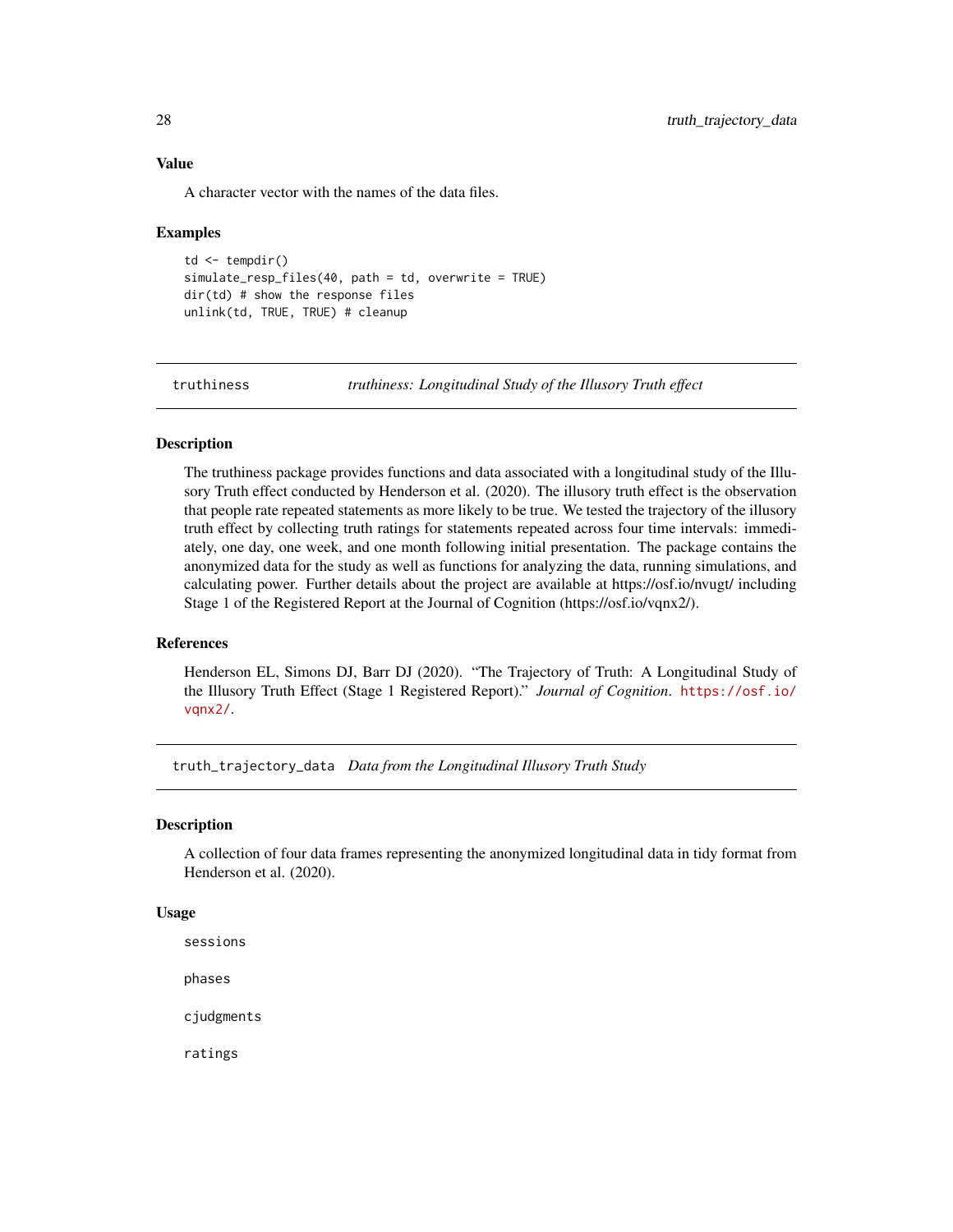### Value

A character vector with the names of the data files.

### Examples

```
td <- tempdir()
simulate_resp_files(40, path = td, overwrite = TRUE)
dir(td) # show the response files
unlink(td, TRUE, TRUE) # cleanup
```

---

## truthiness — *truthiness: Longitudinal Study of the Illusory Truth effect*

### Description

The truthiness package provides functions and data associated with a longitudinal study of the Illusory Truth effect conducted by Henderson et al. (2020). The illusory truth effect is the observation that people rate repeated statements as more likely to be true. We tested the trajectory of the illusory truth effect by collecting truth ratings for statements repeated across four time intervals: immediately, one day, one week, and one month following initial presentation. The package contains the anonymized data for the study as well as functions for analyzing the data, running simulations, and calculating power. Further details about the project are available at https://osf.io/nvugt/ including Stage 1 of the Registered Report at the Journal of Cognition (https://osf.io/vqnx2/).

### References

Henderson EL, Simons DJ, Barr DJ (2020). "The Trajectory of Truth: A Longitudinal Study of the Illusory Truth Effect (Stage 1 Registered Report)." *Journal of Cognition*. https://osf.io/vqnx2/.

---

## truth_trajectory_data — *Data from the Longitudinal Illusory Truth Study*

### Description

A collection of four data frames representing the anonymized longitudinal data in tidy format from Henderson et al. (2020).

### Usage

```
sessions

phases

cjudgments

ratings
```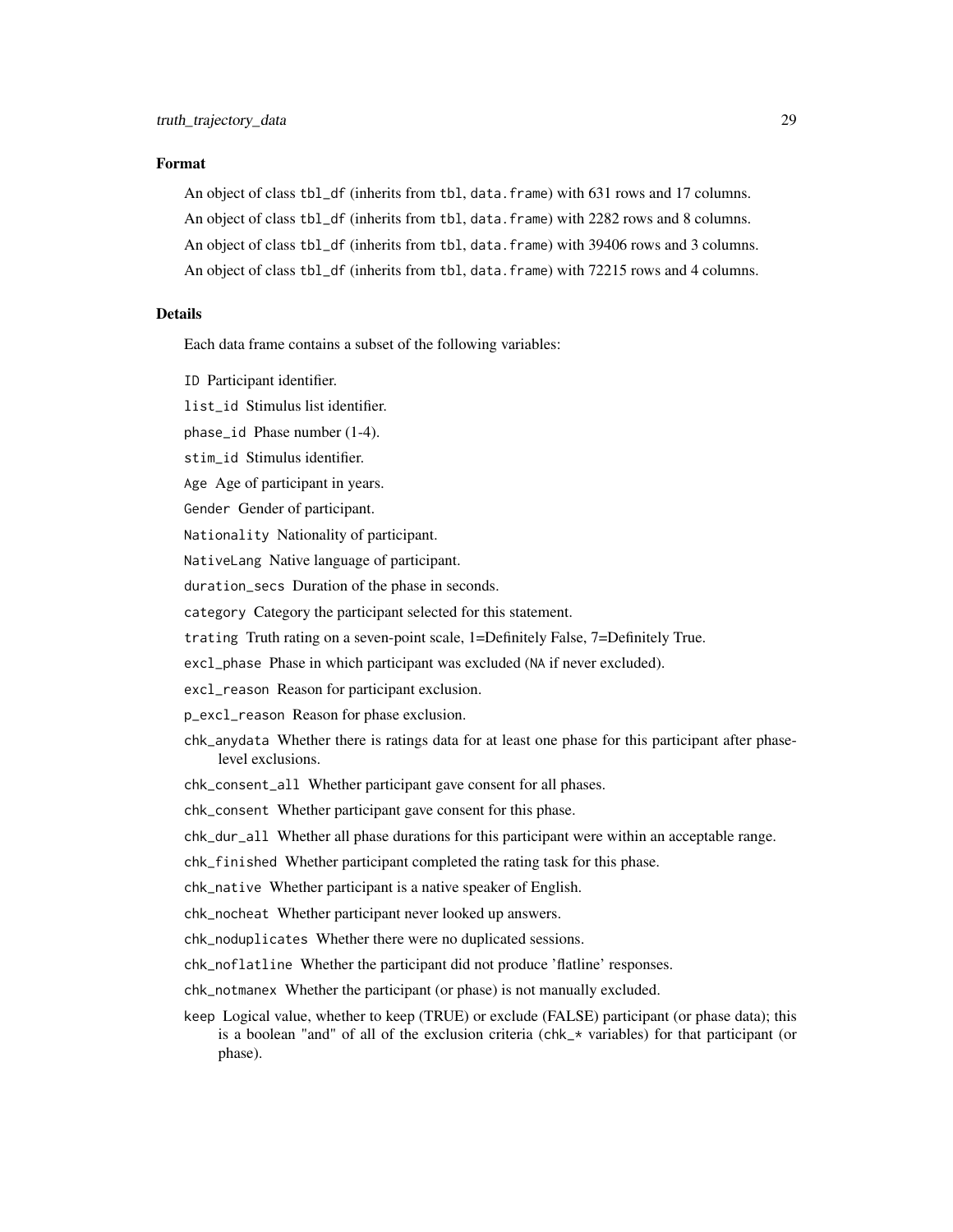### Format

An object of class `tbl_df` (inherits from `tbl`, `data.frame`) with 631 rows and 17 columns.

An object of class `tbl_df` (inherits from `tbl`, `data.frame`) with 2282 rows and 8 columns.

An object of class `tbl_df` (inherits from `tbl`, `data.frame`) with 39406 rows and 3 columns.

An object of class `tbl_df` (inherits from `tbl`, `data.frame`) with 72215 rows and 4 columns.

### Details

Each data frame contains a subset of the following variables:

- `ID` Participant identifier.
- `list_id` Stimulus list identifier.
- `phase_id` Phase number (1-4).
- `stim_id` Stimulus identifier.
- `Age` Age of participant in years.
- `Gender` Gender of participant.
- `Nationality` Nationality of participant.
- `NativeLang` Native language of participant.
- `duration_secs` Duration of the phase in seconds.
- `category` Category the participant selected for this statement.
- `trating` Truth rating on a seven-point scale, 1=Definitely False, 7=Definitely True.
- `excl_phase` Phase in which participant was excluded (`NA` if never excluded).
- `excl_reason` Reason for participant exclusion.
- `p_excl_reason` Reason for phase exclusion.
- `chk_anydata` Whether there is ratings data for at least one phase for this participant after phase-level exclusions.
- `chk_consent_all` Whether participant gave consent for all phases.
- `chk_consent` Whether participant gave consent for this phase.
- `chk_dur_all` Whether all phase durations for this participant were within an acceptable range.
- `chk_finished` Whether participant completed the rating task for this phase.
- `chk_native` Whether participant is a native speaker of English.
- `chk_nocheat` Whether participant never looked up answers.
- `chk_noduplicates` Whether there were no duplicated sessions.
- `chk_noflatline` Whether the participant did not produce 'flatline' responses.
- `chk_notmanex` Whether the participant (or phase) is not manually excluded.
- `keep` Logical value, whether to keep (TRUE) or exclude (FALSE) participant (or phase data); this is a boolean "and" of all of the exclusion criteria (`chk_*` variables) for that participant (or phase).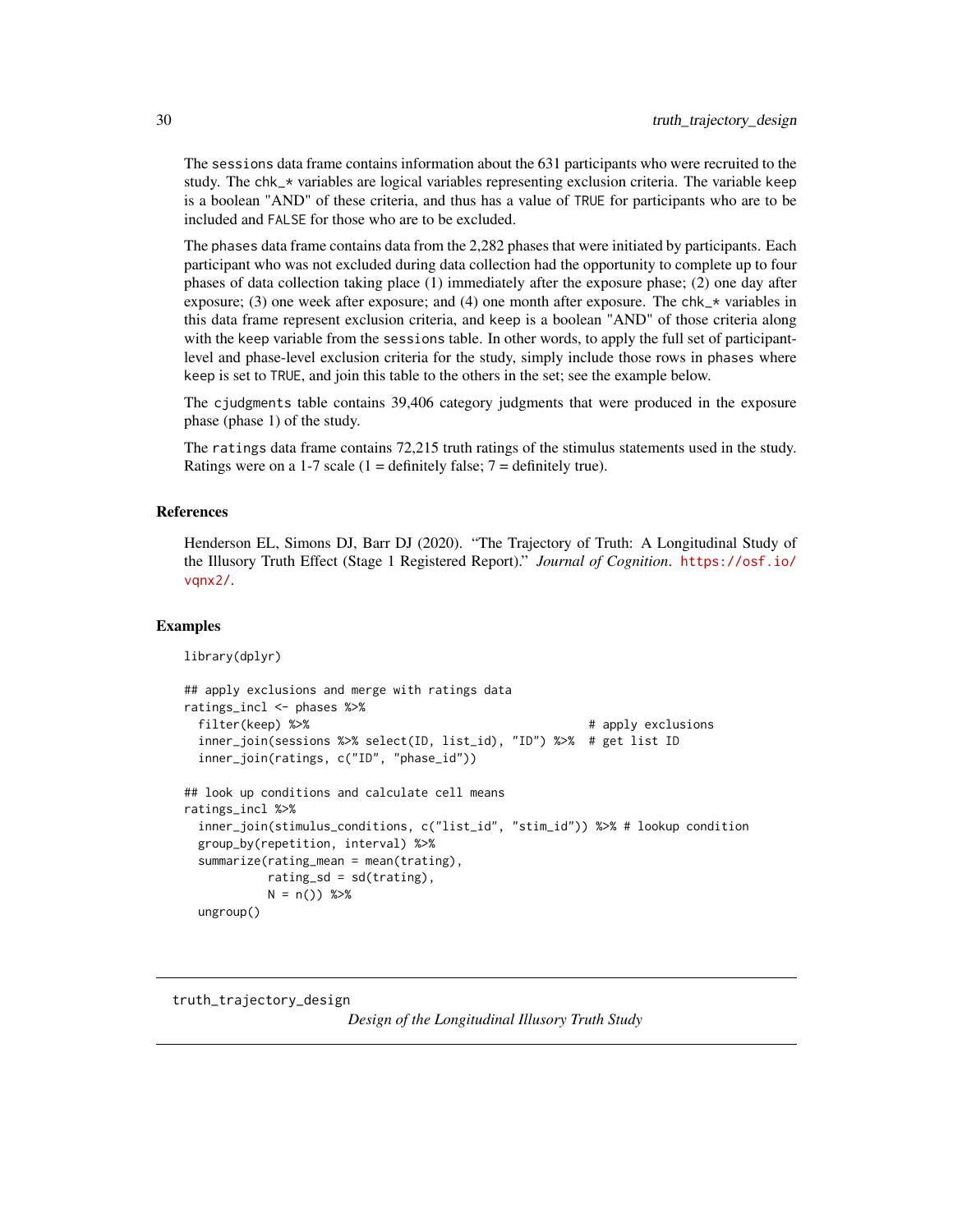The sessions data frame contains information about the 631 participants who were recruited to the study. The chk_* variables are logical variables representing exclusion criteria. The variable keep is a boolean "AND" of these criteria, and thus has a value of TRUE for participants who are to be included and FALSE for those who are to be excluded.

The phases data frame contains data from the 2,282 phases that were initiated by participants. Each participant who was not excluded during data collection had the opportunity to complete up to four phases of data collection taking place (1) immediately after the exposure phase; (2) one day after exposure; (3) one week after exposure; and (4) one month after exposure. The chk_* variables in this data frame represent exclusion criteria, and keep is a boolean "AND" of those criteria along with the keep variable from the sessions table. In other words, to apply the full set of participant-level and phase-level exclusion criteria for the study, simply include those rows in phases where keep is set to TRUE, and join this table to the others in the set; see the example below.

The cjudgments table contains 39,406 category judgments that were produced in the exposure phase (phase 1) of the study.

The ratings data frame contains 72,215 truth ratings of the stimulus statements used in the study. Ratings were on a 1-7 scale (1 = definitely false; 7 = definitely true).

### References

Henderson EL, Simons DJ, Barr DJ (2020). "The Trajectory of Truth: A Longitudinal Study of the Illusory Truth Effect (Stage 1 Registered Report)." *Journal of Cognition*. https://osf.io/vqnx2/.

### Examples

```
library(dplyr)

## apply exclusions and merge with ratings data
ratings_incl <- phases %>%
  filter(keep) %>%                                        # apply exclusions
  inner_join(sessions %>% select(ID, list_id), "ID") %>%  # get list ID
  inner_join(ratings, c("ID", "phase_id"))

## look up conditions and calculate cell means
ratings_incl %>%
  inner_join(stimulus_conditions, c("list_id", "stim_id")) %>% # lookup condition
  group_by(repetition, interval) %>%
  summarize(rating_mean = mean(trating),
            rating_sd = sd(trating),
            N = n()) %>%
  ungroup()
```

---

## truth_trajectory_design

*Design of the Longitudinal Illusory Truth Study*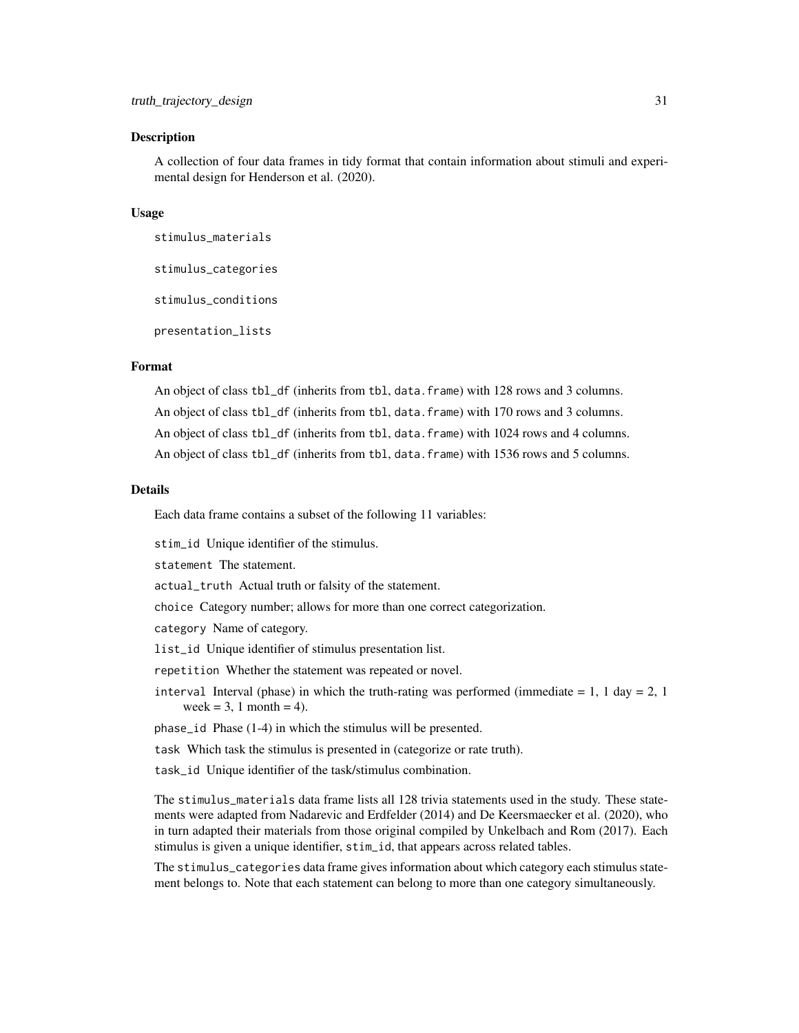## Description

A collection of four data frames in tidy format that contain information about stimuli and experimental design for Henderson et al. (2020).

## Usage

```
stimulus_materials

stimulus_categories

stimulus_conditions

presentation_lists
```

## Format

An object of class `tbl_df` (inherits from `tbl`, `data.frame`) with 128 rows and 3 columns.

An object of class `tbl_df` (inherits from `tbl`, `data.frame`) with 170 rows and 3 columns.

An object of class `tbl_df` (inherits from `tbl`, `data.frame`) with 1024 rows and 4 columns.

An object of class `tbl_df` (inherits from `tbl`, `data.frame`) with 1536 rows and 5 columns.

## Details

Each data frame contains a subset of the following 11 variables:

`stim_id` Unique identifier of the stimulus.

`statement` The statement.

`actual_truth` Actual truth or falsity of the statement.

`choice` Category number; allows for more than one correct categorization.

`category` Name of category.

`list_id` Unique identifier of stimulus presentation list.

`repetition` Whether the statement was repeated or novel.

`interval` Interval (phase) in which the truth-rating was performed (immediate = 1, 1 day = 2, 1 week = 3, 1 month = 4).

`phase_id` Phase (1-4) in which the stimulus will be presented.

`task` Which task the stimulus is presented in (categorize or rate truth).

`task_id` Unique identifier of the task/stimulus combination.

The `stimulus_materials` data frame lists all 128 trivia statements used in the study. These statements were adapted from Nadarevic and Erdfelder (2014) and De Keersmaecker et al. (2020), who in turn adapted their materials from those original compiled by Unkelbach and Rom (2017). Each stimulus is given a unique identifier, `stim_id`, that appears across related tables.

The `stimulus_categories` data frame gives information about which category each stimulus statement belongs to. Note that each statement can belong to more than one category simultaneously.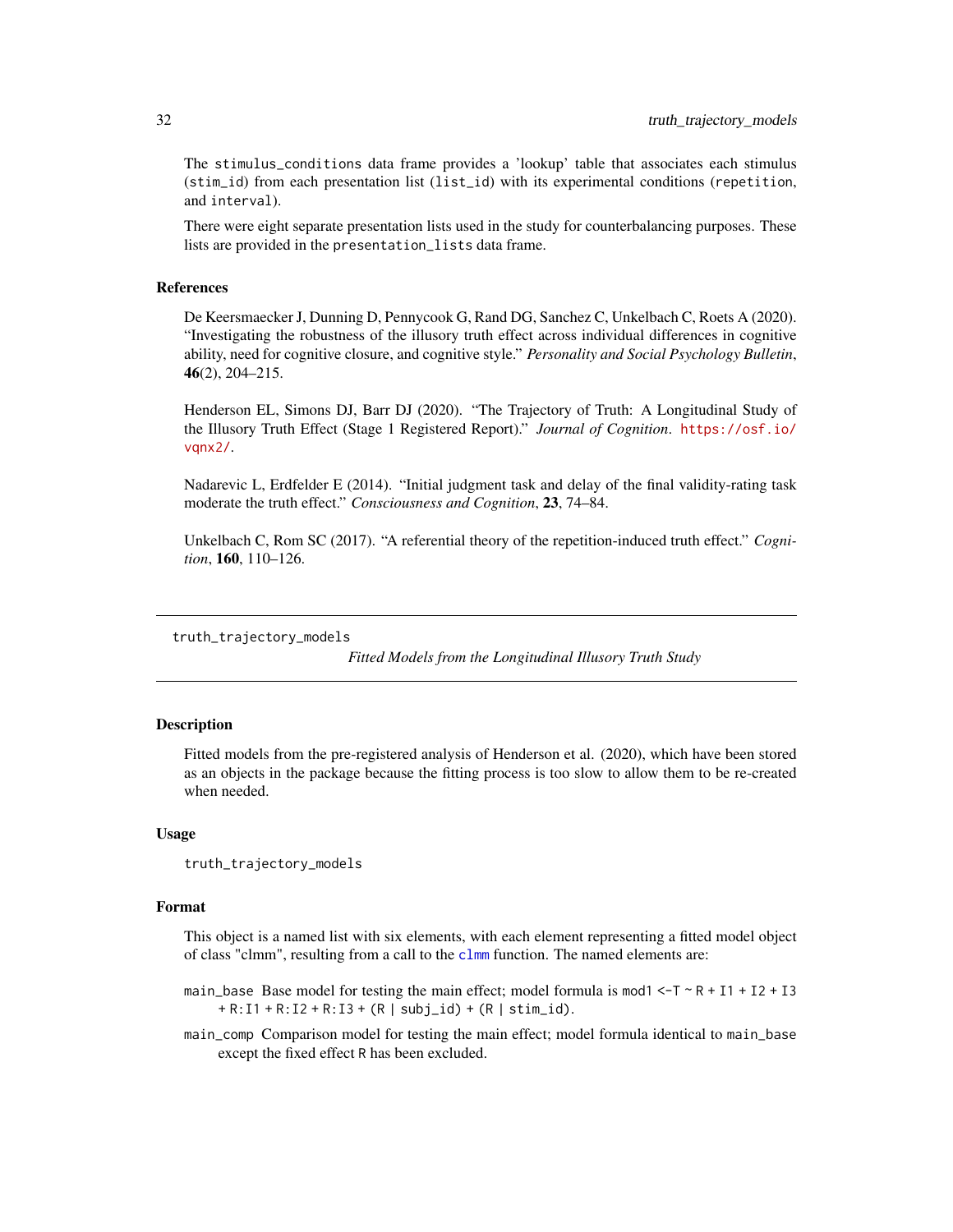The `stimulus_conditions` data frame provides a 'lookup' table that associates each stimulus (`stim_id`) from each presentation list (`list_id`) with its experimental conditions (`repetition`, and `interval`).

There were eight separate presentation lists used in the study for counterbalancing purposes. These lists are provided in the `presentation_lists` data frame.

### References

De Keersmaecker J, Dunning D, Pennycook G, Rand DG, Sanchez C, Unkelbach C, Roets A (2020). "Investigating the robustness of the illusory truth effect across individual differences in cognitive ability, need for cognitive closure, and cognitive style." *Personality and Social Psychology Bulletin*, **46**(2), 204–215.

Henderson EL, Simons DJ, Barr DJ (2020). "The Trajectory of Truth: A Longitudinal Study of the Illusory Truth Effect (Stage 1 Registered Report)." *Journal of Cognition*. https://osf.io/vqnx2/.

Nadarevic L, Erdfelder E (2014). "Initial judgment task and delay of the final validity-rating task moderate the truth effect." *Consciousness and Cognition*, **23**, 74–84.

Unkelbach C, Rom SC (2017). "A referential theory of the repetition-induced truth effect." *Cognition*, **160**, 110–126.

---

## truth_trajectory_models — *Fitted Models from the Longitudinal Illusory Truth Study*

---

### Description

Fitted models from the pre-registered analysis of Henderson et al. (2020), which have been stored as an objects in the package because the fitting process is too slow to allow them to be re-created when needed.

### Usage

```
truth_trajectory_models
```

### Format

This object is a named list with six elements, with each element representing a fitted model object of class "clmm", resulting from a call to the `clmm` function. The named elements are:

- `main_base` Base model for testing the main effect; model formula is `mod1 <-T ~ R + I1 + I2 + I3 + R:I1 + R:I2 + R:I3 + (R | subj_id) + (R | stim_id)`.
- `main_comp` Comparison model for testing the main effect; model formula identical to `main_base` except the fixed effect `R` has been excluded.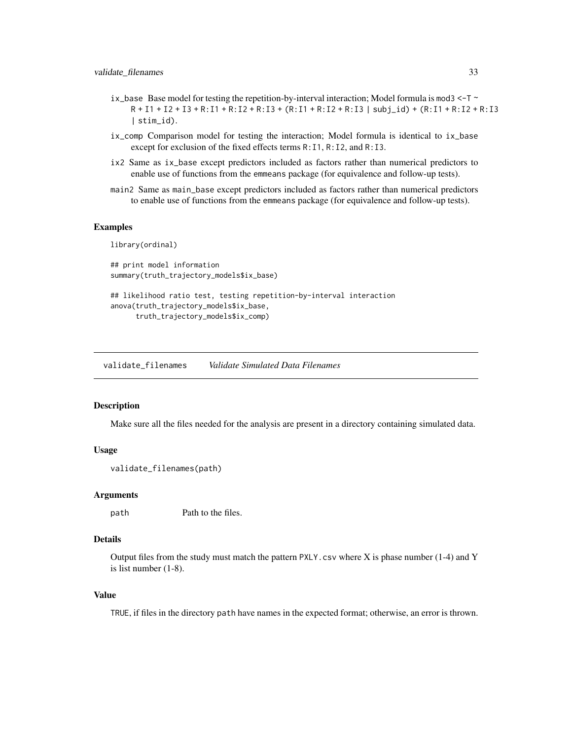- `ix_base` Base model for testing the repetition-by-interval interaction; Model formula is `mod3 <-T ~ R + I1 + I2 + I3 + R:I1 + R:I2 + R:I3 + (R:I1 + R:I2 + R:I3 | subj_id) + (R:I1 + R:I2 + R:I3 | stim_id)`.
- `ix_comp` Comparison model for testing the interaction; Model formula is identical to `ix_base` except for exclusion of the fixed effects terms `R:I1`, `R:I2`, and `R:I3`.
- `ix2` Same as `ix_base` except predictors included as factors rather than numerical predictors to enable use of functions from the `emmeans` package (for equivalence and follow-up tests).
- `main2` Same as `main_base` except predictors included as factors rather than numerical predictors to enable use of functions from the `emmeans` package (for equivalence and follow-up tests).

### Examples

```
library(ordinal)

## print model information
summary(truth_trajectory_models$ix_base)

## likelihood ratio test, testing repetition-by-interval interaction
anova(truth_trajectory_models$ix_base,
      truth_trajectory_models$ix_comp)
```

---

## validate_filenames *Validate Simulated Data Filenames*

### Description

Make sure all the files needed for the analysis are present in a directory containing simulated data.

### Usage

```
validate_filenames(path)
```

### Arguments

| | |
|---|---|
| `path` | Path to the files. |

### Details

Output files from the study must match the pattern `PXLY.csv` where X is phase number (1-4) and Y is list number (1-8).

### Value

`TRUE`, if files in the directory `path` have names in the expected format; otherwise, an error is thrown.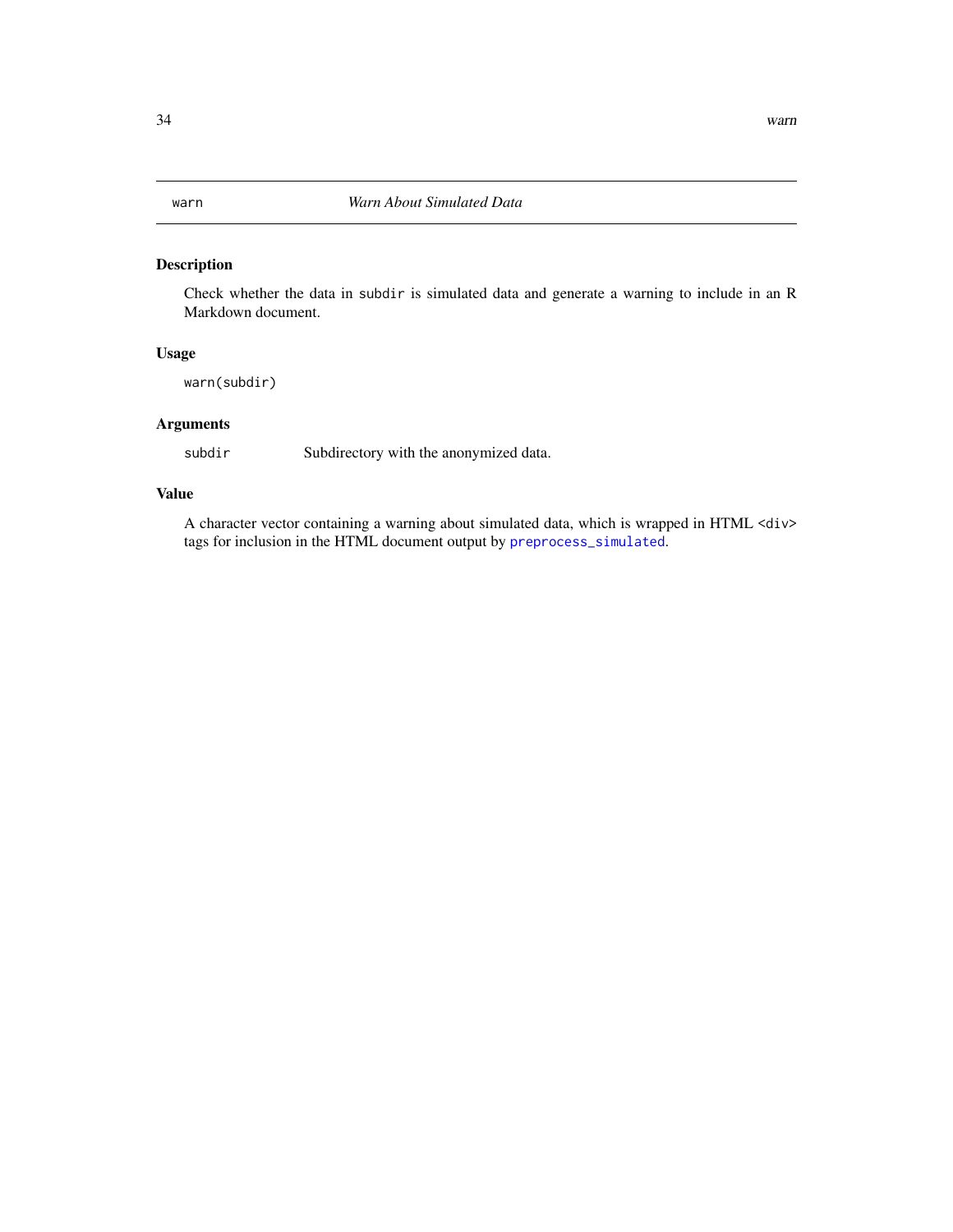## warn — *Warn About Simulated Data*

### Description

Check whether the data in `subdir` is simulated data and generate a warning to include in an R Markdown document.

### Usage

```
warn(subdir)
```

### Arguments

| | |
|---|---|
| `subdir` | Subdirectory with the anonymized data. |

### Value

A character vector containing a warning about simulated data, which is wrapped in HTML `<div>` tags for inclusion in the HTML document output by `preprocess_simulated`.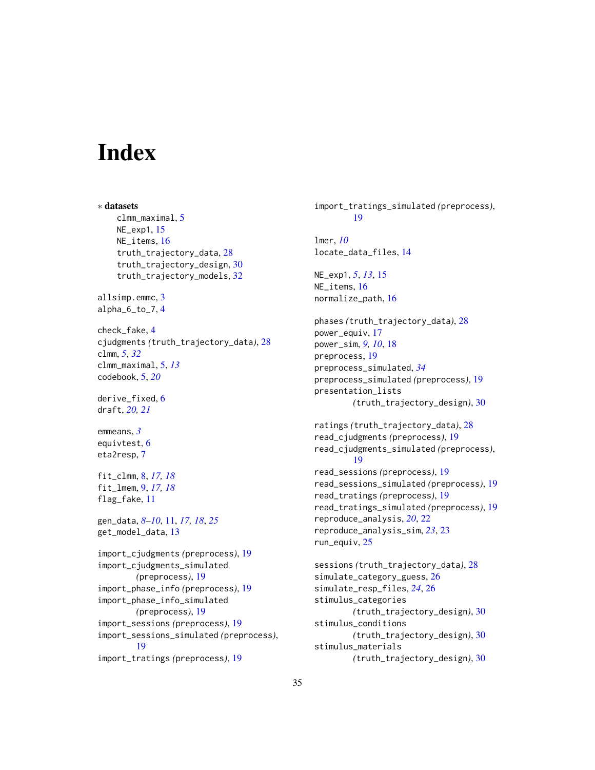# Index

∗ **datasets**
- clmm_maximal, 5
- NE_exp1, 15
- NE_items, 16
- truth_trajectory_data, 28
- truth_trajectory_design, 30
- truth_trajectory_models, 32

allsimp.emmc, 3
alpha_6_to_7, 4

check_fake, 4
cjudgments *(*truth_trajectory_data*)*, 28
clmm, *5*, *32*
clmm_maximal, 5, *13*
codebook, 5, *20*

derive_fixed, 6
draft, *20, 21*

emmeans, *3*
equivtest, 6
eta2resp, 7

fit_clmm, 8, *17, 18*
fit_lmem, 9, *17, 18*
flag_fake, 11

gen_data, *8–10*, 11, *17, 18*, *25*
get_model_data, 13

import_cjudgments *(*preprocess*)*, 19
import_cjudgments_simulated *(*preprocess*)*, 19
import_phase_info *(*preprocess*)*, 19
import_phase_info_simulated *(*preprocess*)*, 19
import_sessions *(*preprocess*)*, 19
import_sessions_simulated *(*preprocess*)*, 19
import_tratings *(*preprocess*)*, 19
import_tratings_simulated *(*preprocess*)*, 19

lmer, *10*
locate_data_files, 14

NE_exp1, *5*, *13*, 15
NE_items, 16
normalize_path, 16

phases *(*truth_trajectory_data*)*, 28
power_equiv, 17
power_sim, *9, 10*, 18
preprocess, 19
preprocess_simulated, *34*
preprocess_simulated *(*preprocess*)*, 19
presentation_lists *(*truth_trajectory_design*)*, 30

ratings *(*truth_trajectory_data*)*, 28
read_cjudgments *(*preprocess*)*, 19
read_cjudgments_simulated *(*preprocess*)*, 19
read_sessions *(*preprocess*)*, 19
read_sessions_simulated *(*preprocess*)*, 19
read_tratings *(*preprocess*)*, 19
read_tratings_simulated *(*preprocess*)*, 19
reproduce_analysis, *20*, 22
reproduce_analysis_sim, *23*, 23
run_equiv, 25

sessions *(*truth_trajectory_data*)*, 28
simulate_category_guess, 26
simulate_resp_files, *24*, 26
stimulus_categories *(*truth_trajectory_design*)*, 30
stimulus_conditions *(*truth_trajectory_design*)*, 30
stimulus_materials *(*truth_trajectory_design*)*, 30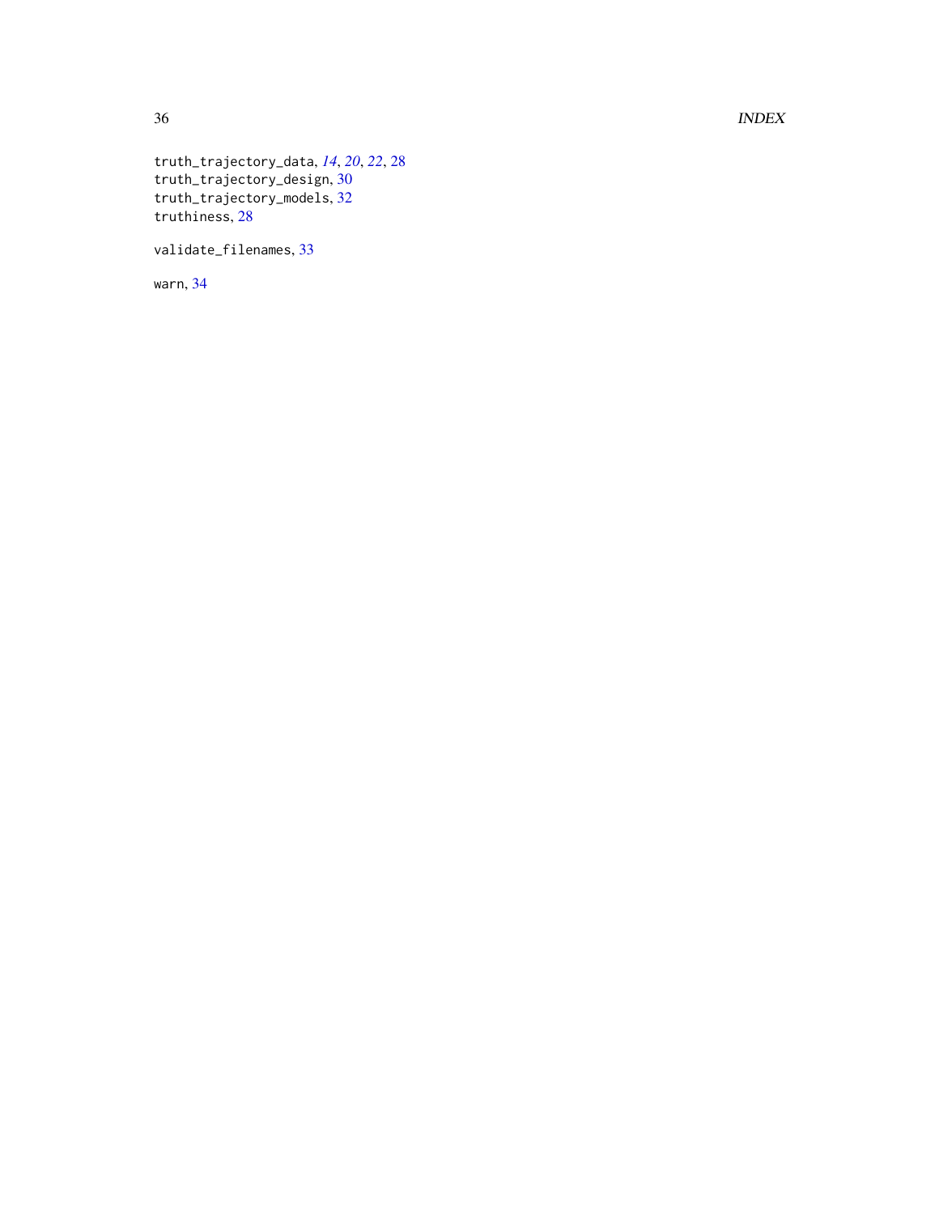truth_trajectory_data, *14*, *20*, *22*, 28
truth_trajectory_design, 30
truth_trajectory_models, 32
truthiness, 28

validate_filenames, 33

warn, 34